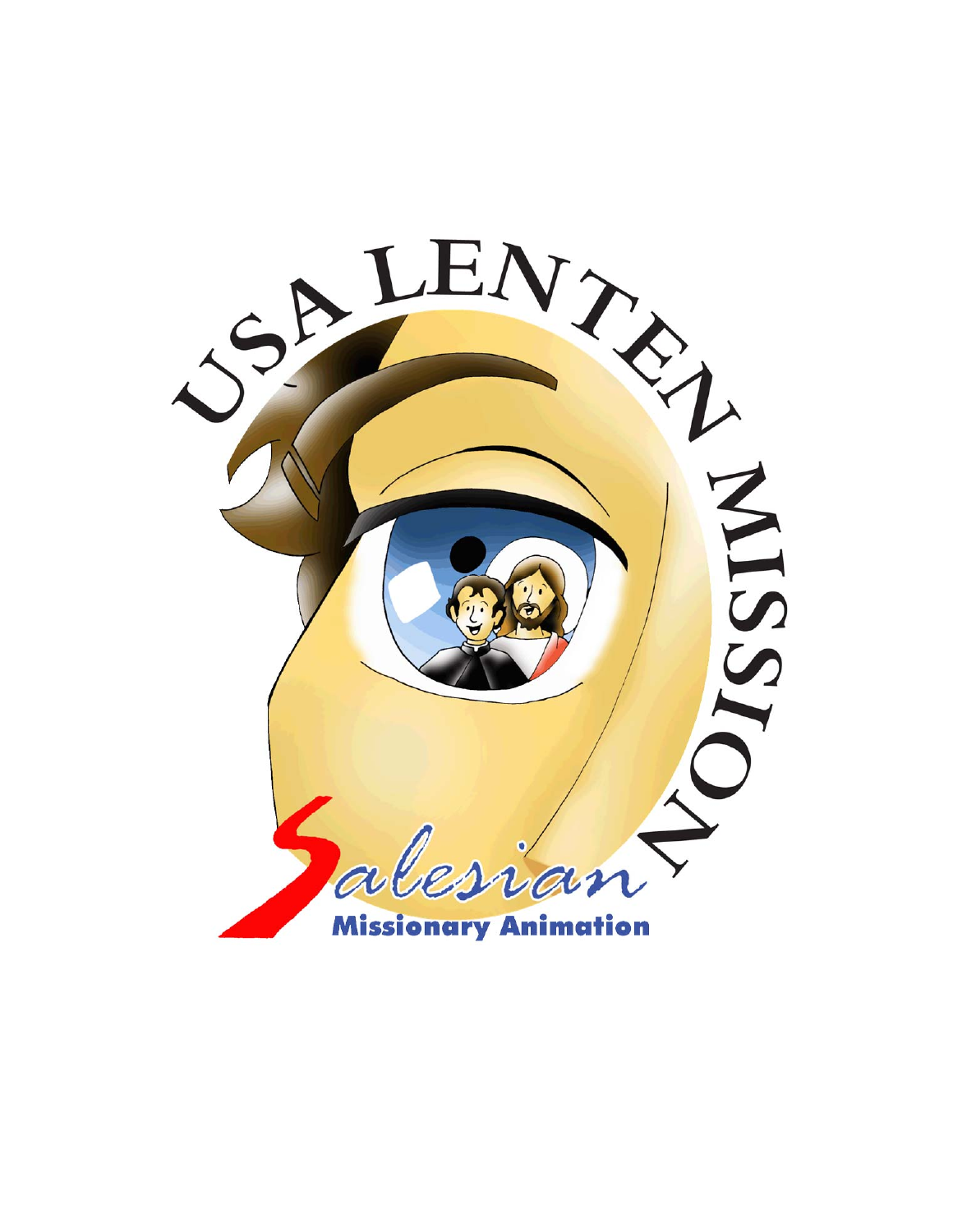# USA LENTEN MISSION

Salesian

Missionary Animation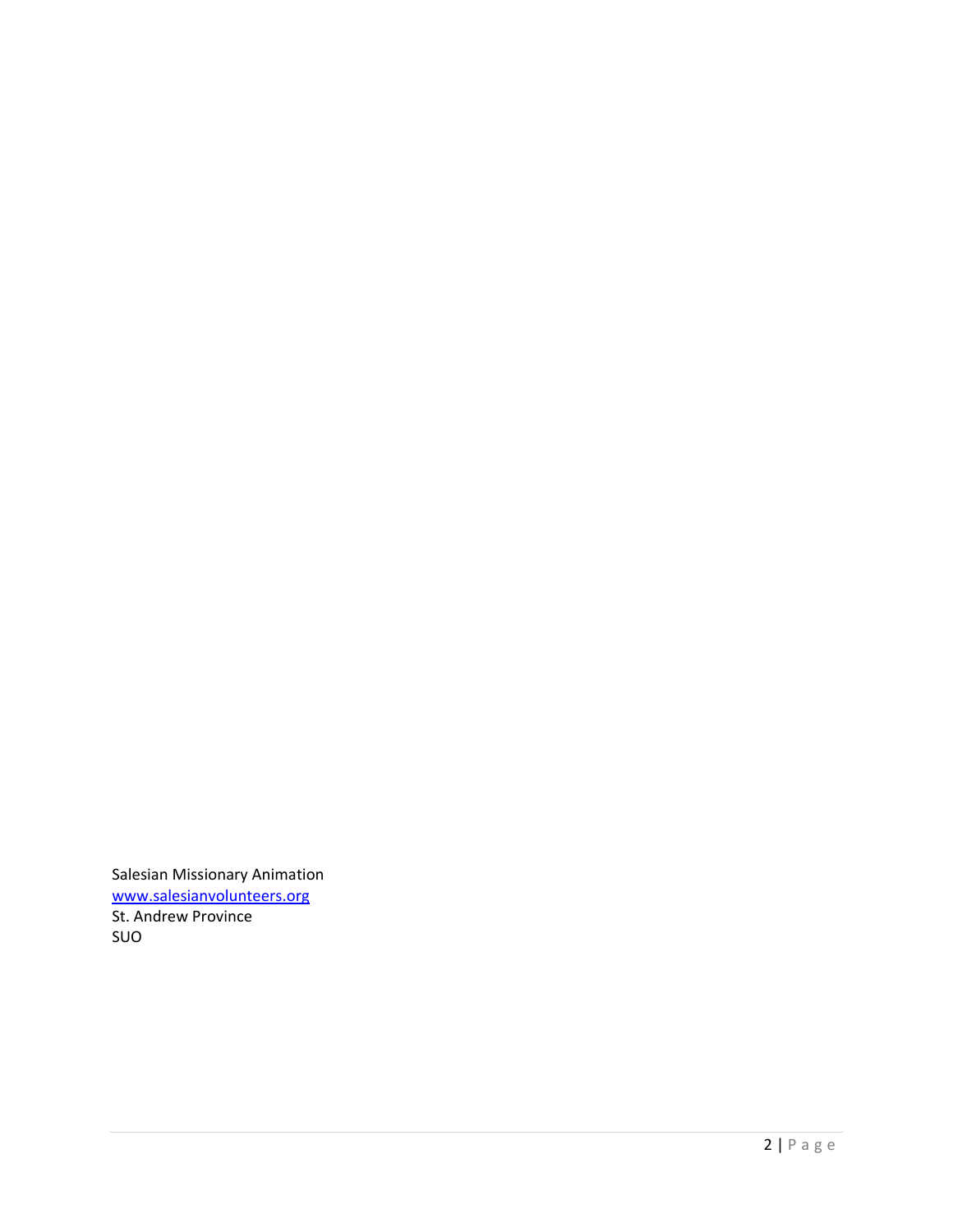Salesian Missionary Animation
[www.salesianvolunteers.org](http://www.salesianvolunteers.org)
St. Andrew Province
SUO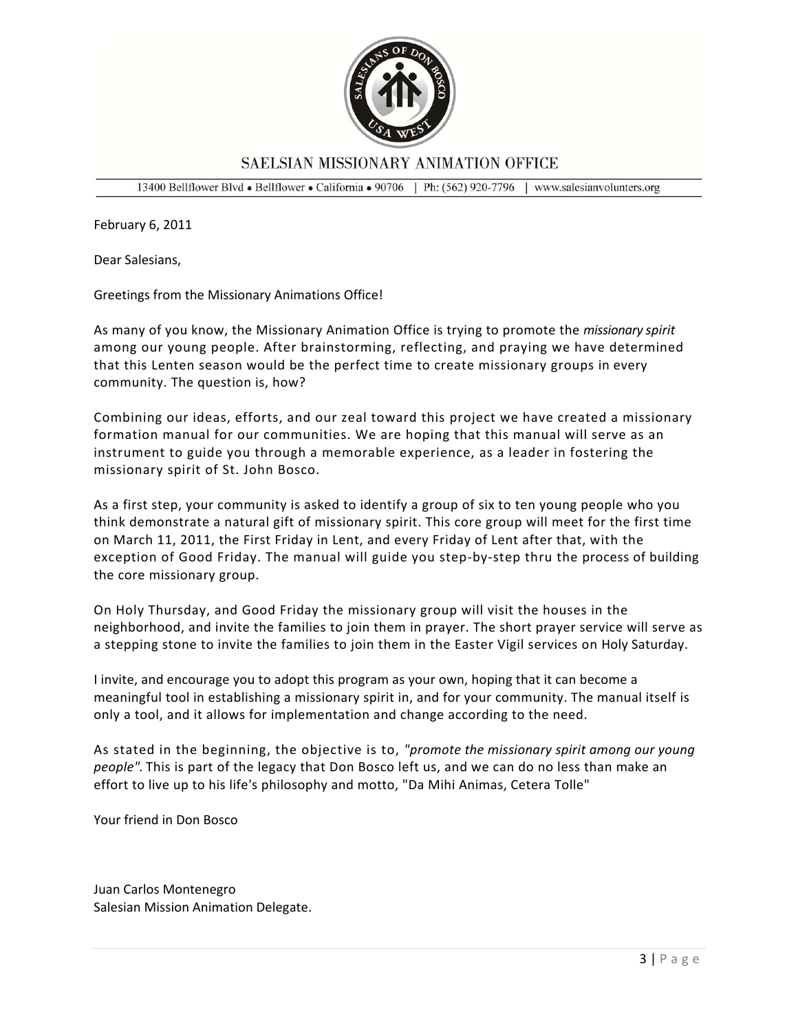# SAELSIAN MISSIONARY ANIMATION OFFICE

13400 Bellflower Blvd • Bellflower • California • 90706 | Ph: (562) 920-7796 | www.salesianvolunters.org

February 6, 2011

Dear Salesians,

Greetings from the Missionary Animations Office!

As many of you know, the Missionary Animation Office is trying to promote the *missionary spirit* among our young people. After brainstorming, reflecting, and praying we have determined that this Lenten season would be the perfect time to create missionary groups in every community. The question is, how?

Combining our ideas, efforts, and our zeal toward this project we have created a missionary formation manual for our communities. We are hoping that this manual will serve as an instrument to guide you through a memorable experience, as a leader in fostering the missionary spirit of St. John Bosco.

As a first step, your community is asked to identify a group of six to ten young people who you think demonstrate a natural gift of missionary spirit. This core group will meet for the first time on March 11, 2011, the First Friday in Lent, and every Friday of Lent after that, with the exception of Good Friday. The manual will guide you step-by-step thru the process of building the core missionary group.

On Holy Thursday, and Good Friday the missionary group will visit the houses in the neighborhood, and invite the families to join them in prayer. The short prayer service will serve as a stepping stone to invite the families to join them in the Easter Vigil services on Holy Saturday.

I invite, and encourage you to adopt this program as your own, hoping that it can become a meaningful tool in establishing a missionary spirit in, and for your community. The manual itself is only a tool, and it allows for implementation and change according to the need.

As stated in the beginning, the objective is to, *"promote the missionary spirit among our young people".* This is part of the legacy that Don Bosco left us, and we can do no less than make an effort to live up to his life's philosophy and motto, "Da Mihi Animas, Cetera Tolle"

Your friend in Don Bosco

Juan Carlos Montenegro
Salesian Mission Animation Delegate.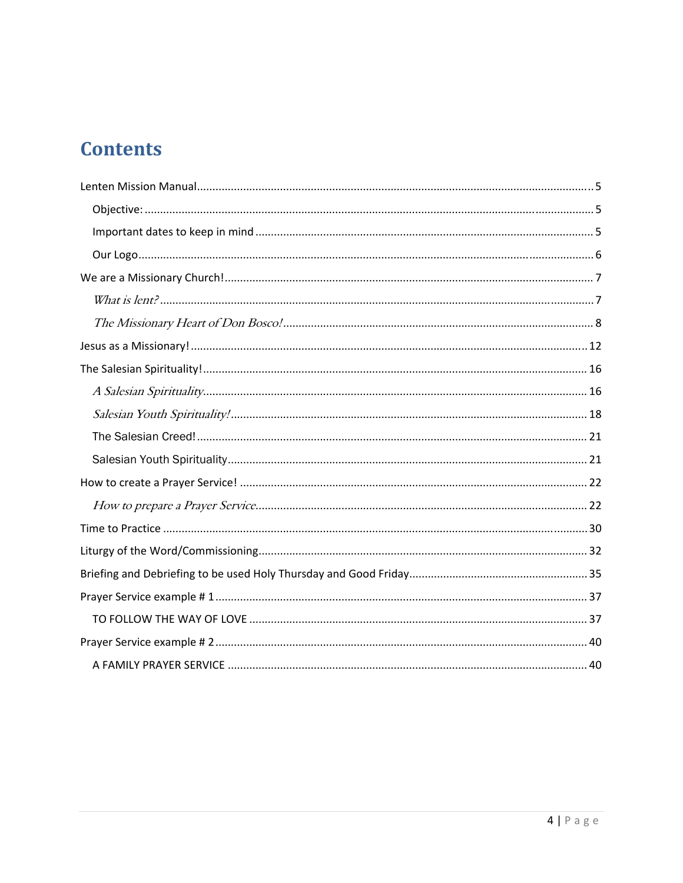# Contents

Lenten Mission Manual ........................................................................................................................... 5

- Objective: ............................................................................................................................................ 5
- Important dates to keep in mind ........................................................................................................ 5
- Our Logo ............................................................................................................................................. 6

We are a Missionary Church! ................................................................................................................. 7

- *What is lent?* ...................................................................................................................................... 7
- *The Missionary Heart of Don Bosco!* ................................................................................................ 8

Jesus as a Missionary! ........................................................................................................................... 12

The Salesian Spirituality! ....................................................................................................................... 16

- *A Salesian Spirituality* ...................................................................................................................... 16
- *Salesian Youth Spirituality!* .............................................................................................................. 18
- The Salesian Creed! ........................................................................................................................... 21
- Salesian Youth Spirituality ................................................................................................................. 21

How to create a Prayer Service! ............................................................................................................ 22

- *How to prepare a Prayer Service* ..................................................................................................... 22

Time to Practice ..................................................................................................................................... 30

Liturgy of the Word/Commissioning ..................................................................................................... 32

Briefing and Debriefing to be used Holy Thursday and Good Friday .................................................... 35

Prayer Service example # 1 .................................................................................................................... 37

- TO FOLLOW THE WAY OF LOVE ......................................................................................................... 37

Prayer Service example # 2 .................................................................................................................... 40

- A FAMILY PRAYER SERVICE ................................................................................................................ 40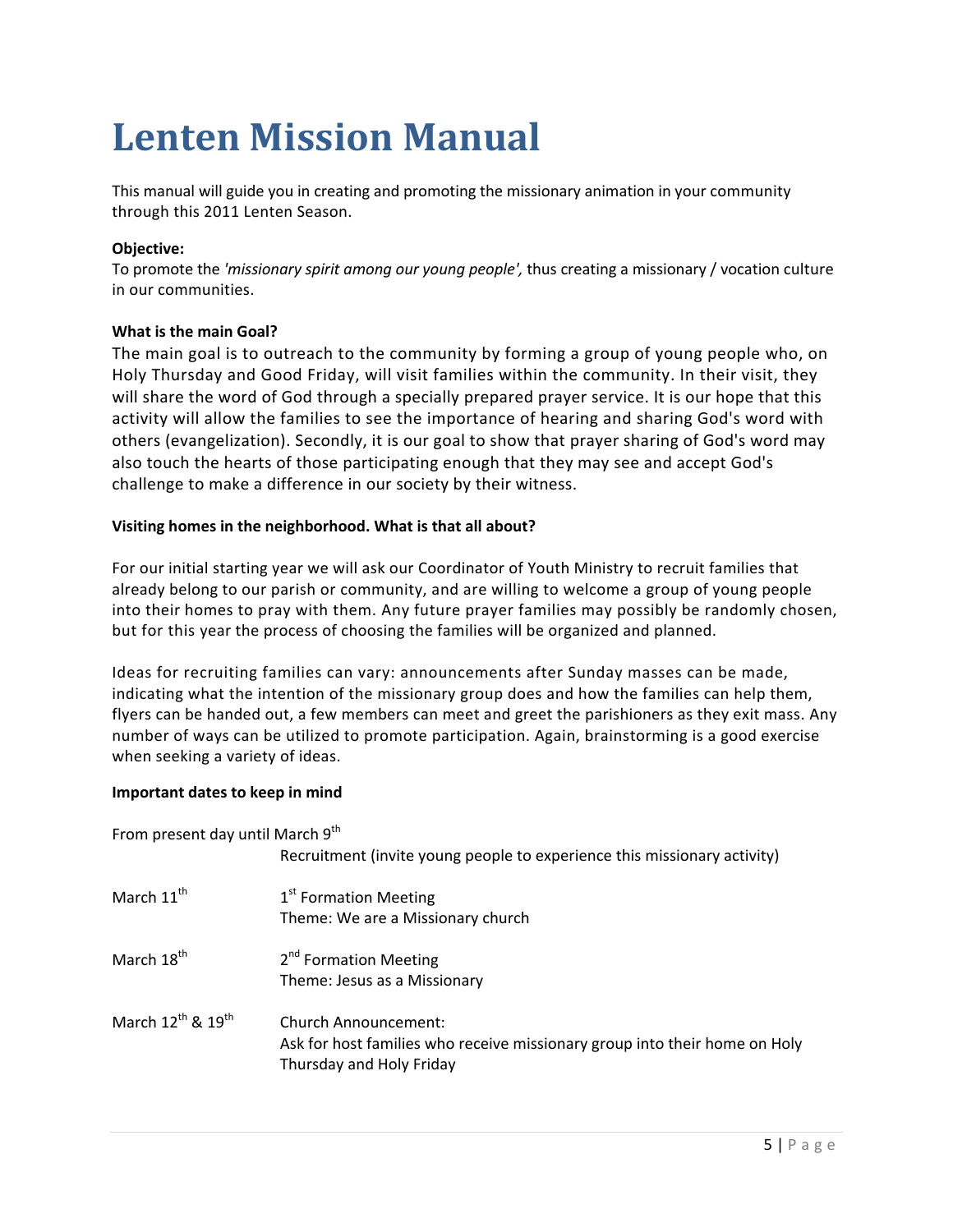# Lenten Mission Manual

This manual will guide you in creating and promoting the missionary animation in your community through this 2011 Lenten Season.

**Objective:**
To promote the *'missionary spirit among our young people',* thus creating a missionary / vocation culture in our communities.

**What is the main Goal?**
The main goal is to outreach to the community by forming a group of young people who, on Holy Thursday and Good Friday, will visit families within the community. In their visit, they will share the word of God through a specially prepared prayer service. It is our hope that this activity will allow the families to see the importance of hearing and sharing God's word with others (evangelization). Secondly, it is our goal to show that prayer sharing of God's word may also touch the hearts of those participating enough that they may see and accept God's challenge to make a difference in our society by their witness.

**Visiting homes in the neighborhood. What is that all about?**

For our initial starting year we will ask our Coordinator of Youth Ministry to recruit families that already belong to our parish or community, and are willing to welcome a group of young people into their homes to pray with them. Any future prayer families may possibly be randomly chosen, but for this year the process of choosing the families will be organized and planned.

Ideas for recruiting families can vary: announcements after Sunday masses can be made, indicating what the intention of the missionary group does and how the families can help them, flyers can be handed out, a few members can meet and greet the parishioners as they exit mass. Any number of ways can be utilized to promote participation. Again, brainstorming is a good exercise when seeking a variety of ideas.

**Important dates to keep in mind**

| Date | Activity |
|---|---|
| From present day until March 9th | Recruitment (invite young people to experience this missionary activity) |
| March 11th | 1st Formation Meeting<br>Theme: We are a Missionary church |
| March 18th | 2nd Formation Meeting<br>Theme: Jesus as a Missionary |
| March 12th & 19th | Church Announcement:<br>Ask for host families who receive missionary group into their home on Holy Thursday and Holy Friday |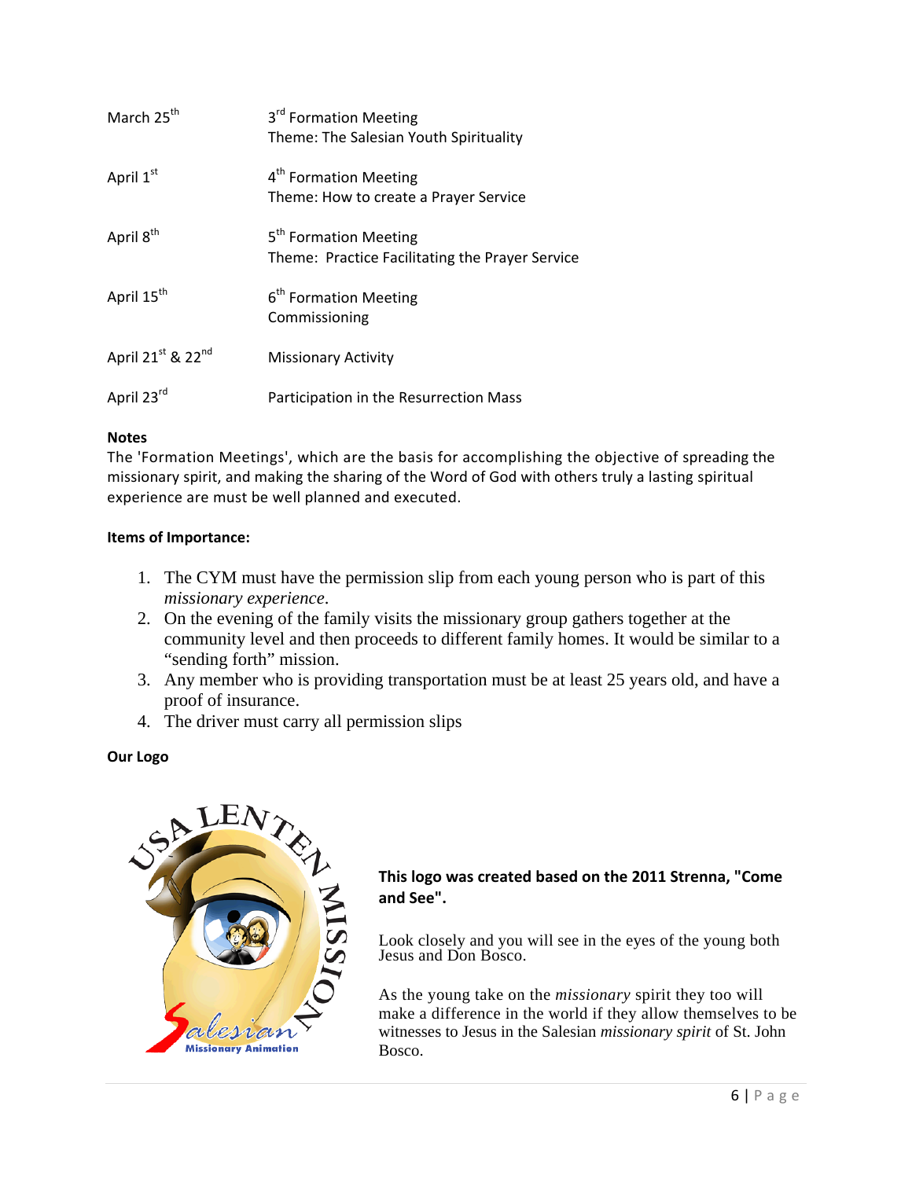| | |
|---|---|
| March 25th | 3rd Formation Meeting<br>Theme: The Salesian Youth Spirituality |
| April 1st | 4th Formation Meeting<br>Theme: How to create a Prayer Service |
| April 8th | 5th Formation Meeting<br>Theme: Practice Facilitating the Prayer Service |
| April 15th | 6th Formation Meeting<br>Commissioning |
| April 21st & 22nd | Missionary Activity |
| April 23rd | Participation in the Resurrection Mass |

**Notes**

The 'Formation Meetings', which are the basis for accomplishing the objective of spreading the missionary spirit, and making the sharing of the Word of God with others truly a lasting spiritual experience are must be well planned and executed.

**Items of Importance:**

1. The CYM must have the permission slip from each young person who is part of this *missionary experience*.
2. On the evening of the family visits the missionary group gathers together at the community level and then proceeds to different family homes. It would be similar to a "sending forth" mission.
3. Any member who is providing transportation must be at least 25 years old, and have a proof of insurance.
4. The driver must carry all permission slips

**Our Logo**

USA LENTEN MISSION

Salesian Missionary Animation

**This logo was created based on the 2011 Strenna, "Come and See".**

Look closely and you will see in the eyes of the young both Jesus and Don Bosco.

As the young take on the *missionary* spirit they too will make a difference in the world if they allow themselves to be witnesses to Jesus in the Salesian *missionary spirit* of St. John Bosco.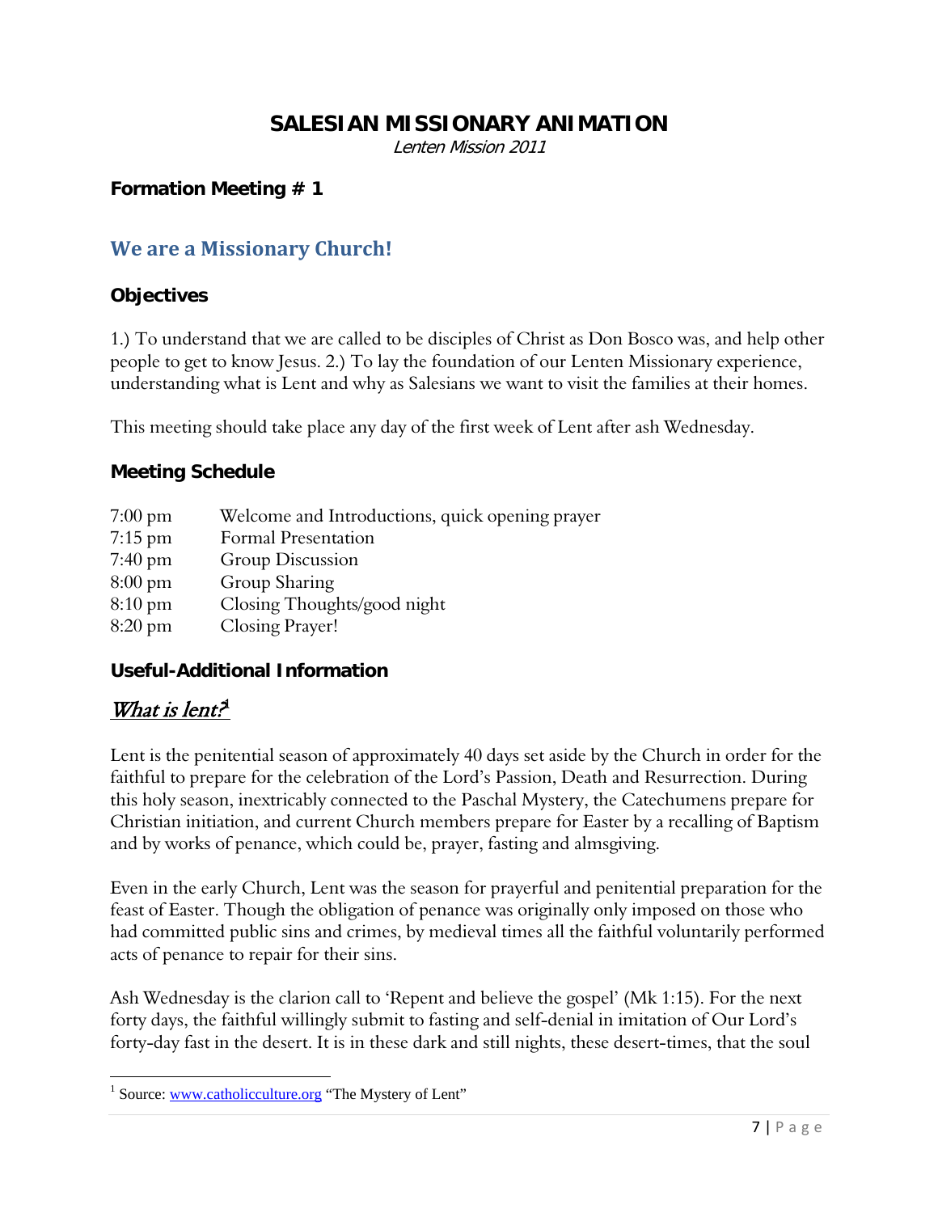# SALESIAN MISSIONARY ANIMATION

*Lenten Mission 2011*

**Formation Meeting # 1**

## We are a Missionary Church!

### Objectives

1.) To understand that we are called to be disciples of Christ as Don Bosco was, and help other people to get to know Jesus. 2.) To lay the foundation of our Lenten Missionary experience, understanding what is Lent and why as Salesians we want to visit the families at their homes.

This meeting should take place any day of the first week of Lent after ash Wednesday.

### Meeting Schedule

| | |
|---|---|
| 7:00 pm | Welcome and Introductions, quick opening prayer |
| 7:15 pm | Formal Presentation |
| 7:40 pm | Group Discussion |
| 8:00 pm | Group Sharing |
| 8:10 pm | Closing Thoughts/good night |
| 8:20 pm | Closing Prayer! |

### Useful-Additional Information

## *What is lent?*[1]

Lent is the penitential season of approximately 40 days set aside by the Church in order for the faithful to prepare for the celebration of the Lord's Passion, Death and Resurrection. During this holy season, inextricably connected to the Paschal Mystery, the Catechumens prepare for Christian initiation, and current Church members prepare for Easter by a recalling of Baptism and by works of penance, which could be, prayer, fasting and almsgiving.

Even in the early Church, Lent was the season for prayerful and penitential preparation for the feast of Easter. Though the obligation of penance was originally only imposed on those who had committed public sins and crimes, by medieval times all the faithful voluntarily performed acts of penance to repair for their sins.

Ash Wednesday is the clarion call to 'Repent and believe the gospel' (Mk 1:15). For the next forty days, the faithful willingly submit to fasting and self-denial in imitation of Our Lord's forty-day fast in the desert. It is in these dark and still nights, these desert-times, that the soul

---

[1] Source: www.catholicculture.org "The Mystery of Lent"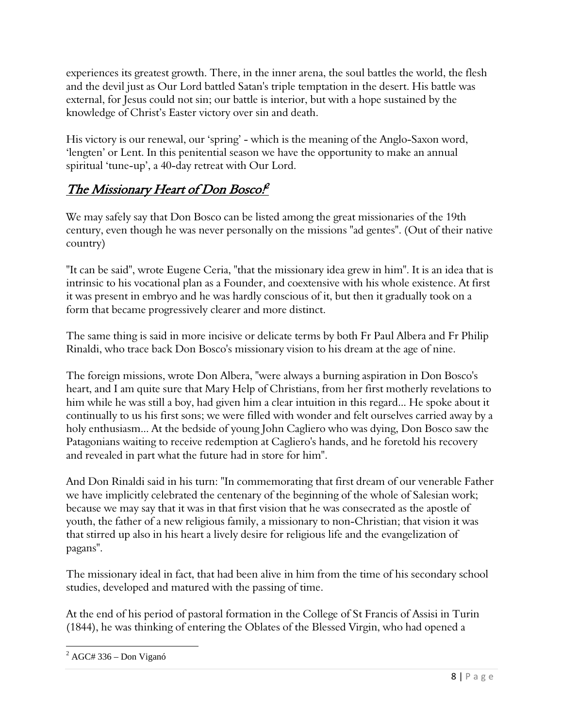experiences its greatest growth. There, in the inner arena, the soul battles the world, the flesh and the devil just as Our Lord battled Satan's triple temptation in the desert. His battle was external, for Jesus could not sin; our battle is interior, but with a hope sustained by the knowledge of Christ's Easter victory over sin and death.

His victory is our renewal, our 'spring' - which is the meaning of the Anglo-Saxon word, 'lengten' or Lent. In this penitential season we have the opportunity to make an annual spiritual 'tune-up', a 40-day retreat with Our Lord.

## The Missionary Heart of Don Bosco![2]

We may safely say that Don Bosco can be listed among the great missionaries of the 19th century, even though he was never personally on the missions "ad gentes". (Out of their native country)

"It can be said", wrote Eugene Ceria, "that the missionary idea grew in him". It is an idea that is intrinsic to his vocational plan as a Founder, and coextensive with his whole existence. At first it was present in embryo and he was hardly conscious of it, but then it gradually took on a form that became progressively clearer and more distinct.

The same thing is said in more incisive or delicate terms by both Fr Paul Albera and Fr Philip Rinaldi, who trace back Don Bosco's missionary vision to his dream at the age of nine.

The foreign missions, wrote Don Albera, "were always a burning aspiration in Don Bosco's heart, and I am quite sure that Mary Help of Christians, from her first motherly revelations to him while he was still a boy, had given him a clear intuition in this regard... He spoke about it continually to us his first sons; we were filled with wonder and felt ourselves carried away by a holy enthusiasm... At the bedside of young John Cagliero who was dying, Don Bosco saw the Patagonians waiting to receive redemption at Cagliero's hands, and he foretold his recovery and revealed in part what the future had in store for him".

And Don Rinaldi said in his turn: "In commemorating that first dream of our venerable Father we have implicitly celebrated the centenary of the beginning of the whole of Salesian work; because we may say that it was in that first vision that he was consecrated as the apostle of youth, the father of a new religious family, a missionary to non-Christian; that vision it was that stirred up also in his heart a lively desire for religious life and the evangelization of pagans".

The missionary ideal in fact, that had been alive in him from the time of his secondary school studies, developed and matured with the passing of time.

At the end of his period of pastoral formation in the College of St Francis of Assisi in Turin (1844), he was thinking of entering the Oblates of the Blessed Virgin, who had opened a

[2] AGC# 336 – Don Viganó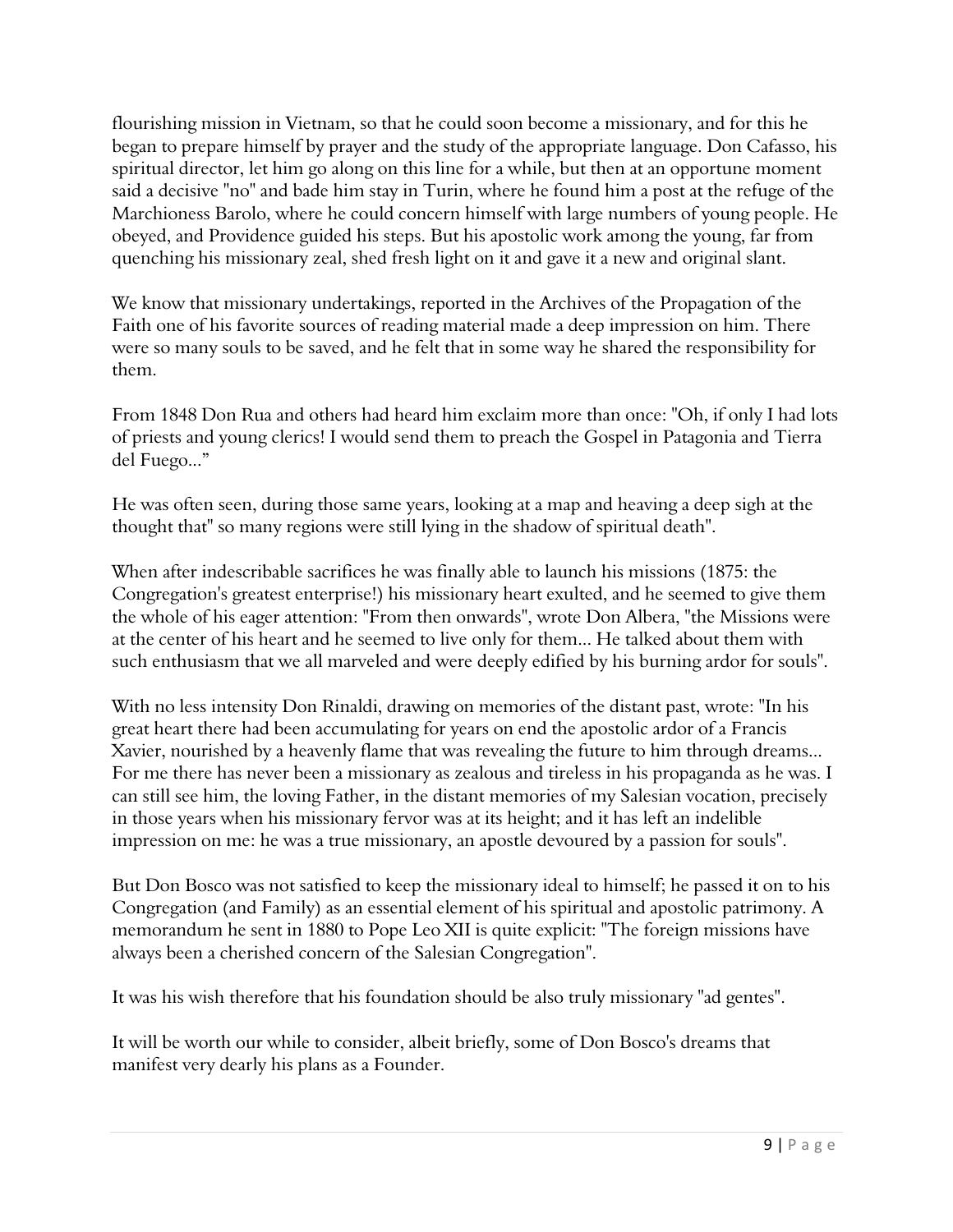flourishing mission in Vietnam, so that he could soon become a missionary, and for this he began to prepare himself by prayer and the study of the appropriate language. Don Cafasso, his spiritual director, let him go along on this line for a while, but then at an opportune moment said a decisive "no" and bade him stay in Turin, where he found him a post at the refuge of the Marchioness Barolo, where he could concern himself with large numbers of young people. He obeyed, and Providence guided his steps. But his apostolic work among the young, far from quenching his missionary zeal, shed fresh light on it and gave it a new and original slant.

We know that missionary undertakings, reported in the Archives of the Propagation of the Faith one of his favorite sources of reading material made a deep impression on him. There were so many souls to be saved, and he felt that in some way he shared the responsibility for them.

From 1848 Don Rua and others had heard him exclaim more than once: "Oh, if only I had lots of priests and young clerics! I would send them to preach the Gospel in Patagonia and Tierra del Fuego..."

He was often seen, during those same years, looking at a map and heaving a deep sigh at the thought that" so many regions were still lying in the shadow of spiritual death".

When after indescribable sacrifices he was finally able to launch his missions (1875: the Congregation's greatest enterprise!) his missionary heart exulted, and he seemed to give them the whole of his eager attention: "From then onwards", wrote Don Albera, "the Missions were at the center of his heart and he seemed to live only for them... He talked about them with such enthusiasm that we all marveled and were deeply edified by his burning ardor for souls".

With no less intensity Don Rinaldi, drawing on memories of the distant past, wrote: "In his great heart there had been accumulating for years on end the apostolic ardor of a Francis Xavier, nourished by a heavenly flame that was revealing the future to him through dreams... For me there has never been a missionary as zealous and tireless in his propaganda as he was. I can still see him, the loving Father, in the distant memories of my Salesian vocation, precisely in those years when his missionary fervor was at its height; and it has left an indelible impression on me: he was a true missionary, an apostle devoured by a passion for souls".

But Don Bosco was not satisfied to keep the missionary ideal to himself; he passed it on to his Congregation (and Family) as an essential element of his spiritual and apostolic patrimony. A memorandum he sent in 1880 to Pope Leo XII is quite explicit: "The foreign missions have always been a cherished concern of the Salesian Congregation".

It was his wish therefore that his foundation should be also truly missionary "ad gentes".

It will be worth our while to consider, albeit briefly, some of Don Bosco's dreams that manifest very dearly his plans as a Founder.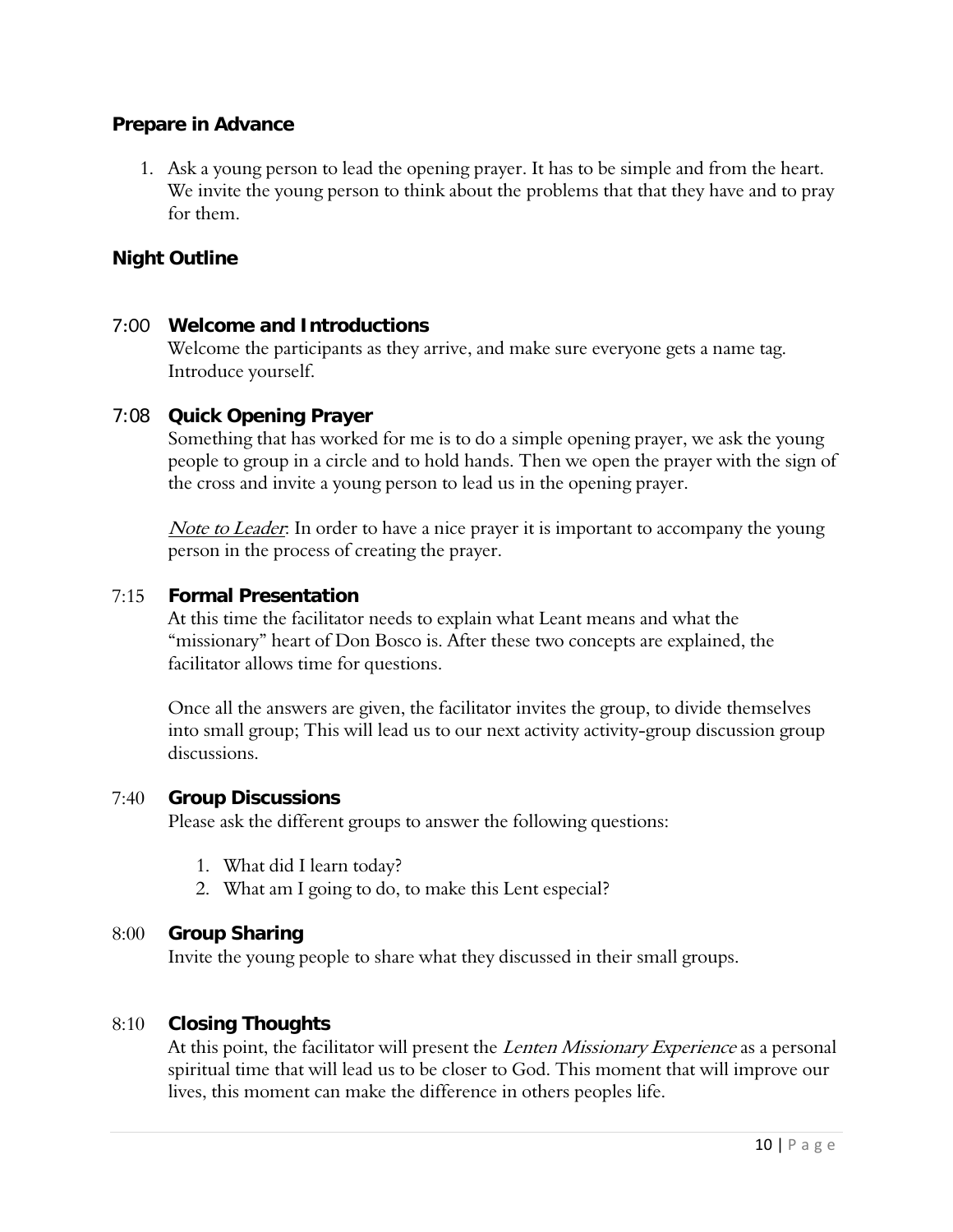## Prepare in Advance

1. Ask a young person to lead the opening prayer. It has to be simple and from the heart. We invite the young person to think about the problems that that they have and to pray for them.

## Night Outline

### 7:00 Welcome and Introductions

Welcome the participants as they arrive, and make sure everyone gets a name tag. Introduce yourself.

### 7:08 Quick Opening Prayer

Something that has worked for me is to do a simple opening prayer, we ask the young people to group in a circle and to hold hands. Then we open the prayer with the sign of the cross and invite a young person to lead us in the opening prayer.

*Note to Leader*: In order to have a nice prayer it is important to accompany the young person in the process of creating the prayer.

### 7:15 Formal Presentation

At this time the facilitator needs to explain what Leant means and what the "missionary" heart of Don Bosco is. After these two concepts are explained, the facilitator allows time for questions.

Once all the answers are given, the facilitator invites the group, to divide themselves into small group; This will lead us to our next activity activity-group discussion group discussions.

### 7:40 Group Discussions

Please ask the different groups to answer the following questions:

1. What did I learn today?
2. What am I going to do, to make this Lent especial?

### 8:00 Group Sharing

Invite the young people to share what they discussed in their small groups.

### 8:10 Closing Thoughts

At this point, the facilitator will present the *Lenten Missionary Experience* as a personal spiritual time that will lead us to be closer to God. This moment that will improve our lives, this moment can make the difference in others peoples life.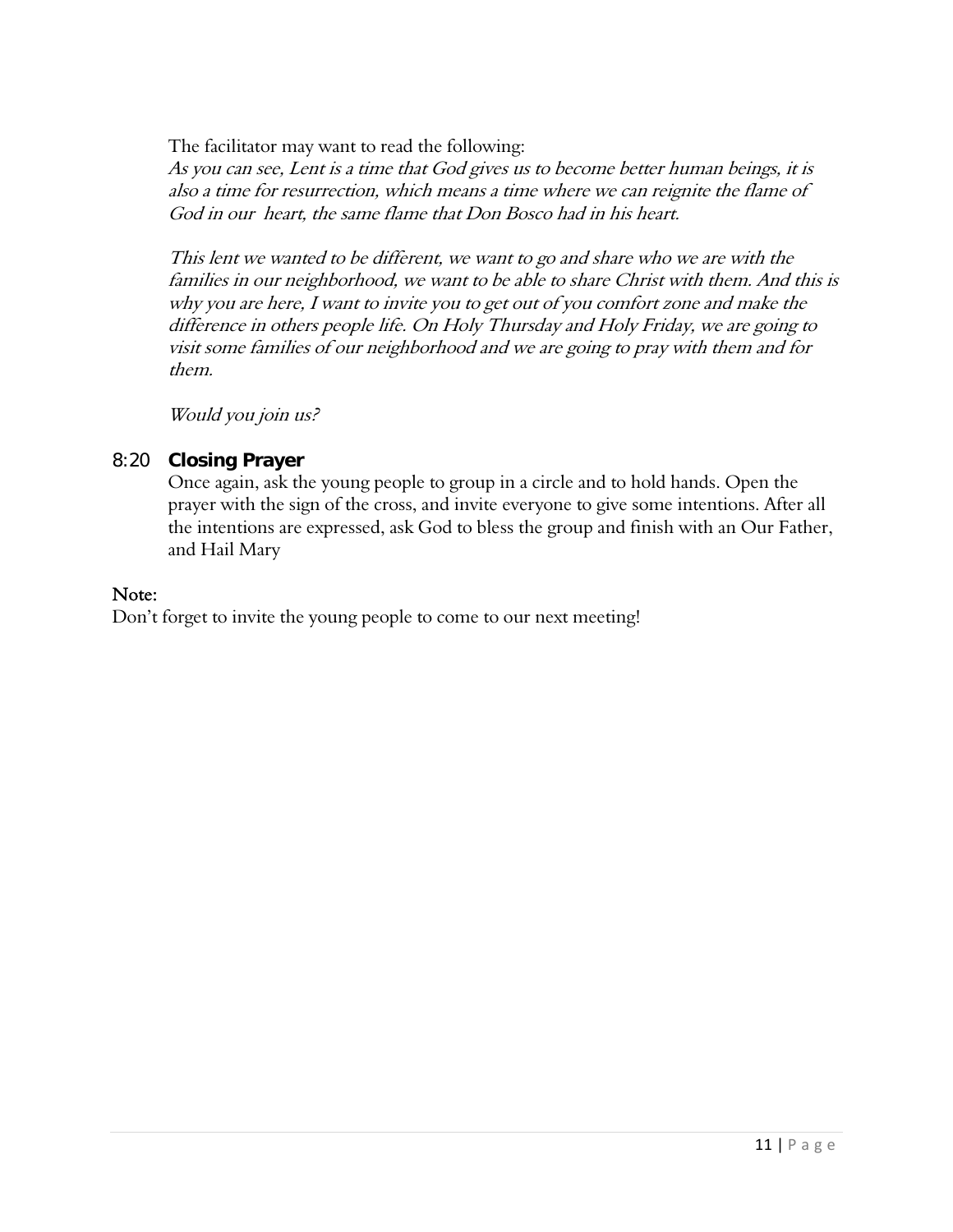The facilitator may want to read the following:

*As you can see, Lent is a time that God gives us to become better human beings, it is also a time for resurrection, which means a time where we can reignite the flame of God in our heart, the same flame that Don Bosco had in his heart.*

*This lent we wanted to be different, we want to go and share who we are with the families in our neighborhood, we want to be able to share Christ with them. And this is why you are here, I want to invite you to get out of you comfort zone and make the difference in others people life. On Holy Thursday and Holy Friday, we are going to visit some families of our neighborhood and we are going to pray with them and for them.*

*Would you join us?*

8:20 **Closing Prayer**

Once again, ask the young people to group in a circle and to hold hands. Open the prayer with the sign of the cross, and invite everyone to give some intentions. After all the intentions are expressed, ask God to bless the group and finish with an Our Father, and Hail Mary

**Note:**

Don't forget to invite the young people to come to our next meeting!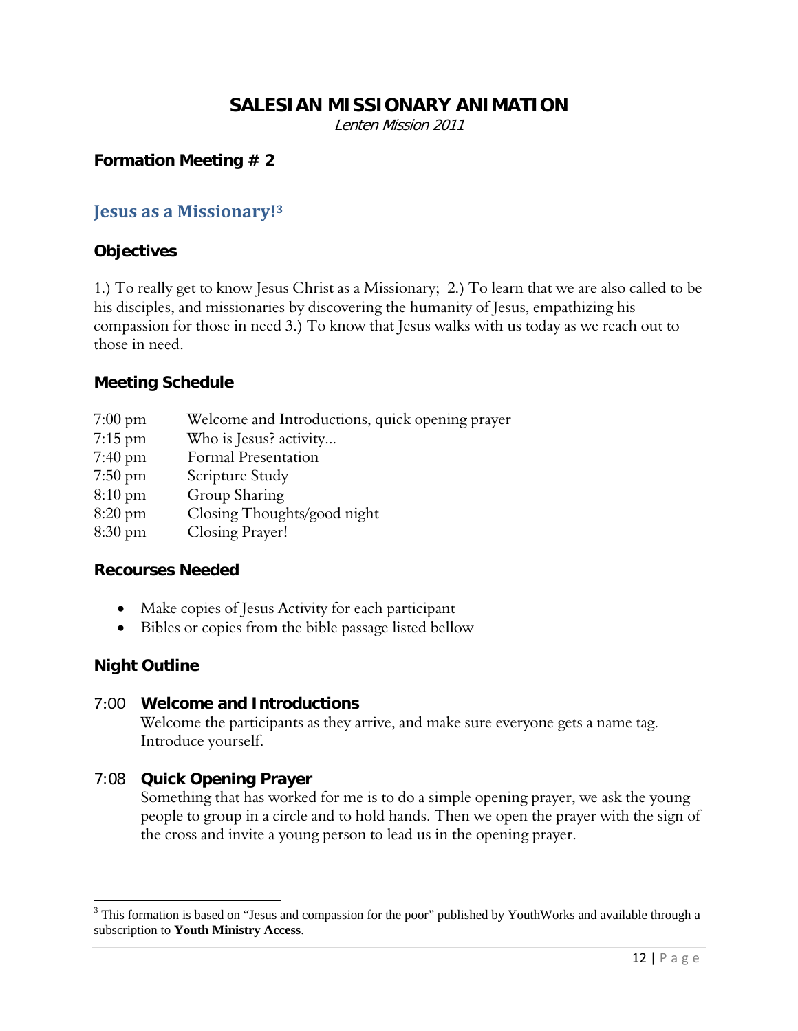# SALESIAN MISSIONARY ANIMATION

*Lenten Mission 2011*

**Formation Meeting # 2**

## Jesus as a Missionary![3]

### Objectives

1.) To really get to know Jesus Christ as a Missionary; 2.) To learn that we are also called to be his disciples, and missionaries by discovering the humanity of Jesus, empathizing his compassion for those in need 3.) To know that Jesus walks with us today as we reach out to those in need.

### Meeting Schedule

| | |
|---|---|
| 7:00 pm | Welcome and Introductions, quick opening prayer |
| 7:15 pm | Who is Jesus? activity… |
| 7:40 pm | Formal Presentation |
| 7:50 pm | Scripture Study |
| 8:10 pm | Group Sharing |
| 8:20 pm | Closing Thoughts/good night |
| 8:30 pm | Closing Prayer! |

### Recourses Needed

- Make copies of Jesus Activity for each participant
- Bibles or copies from the bible passage listed bellow

### Night Outline

#### 7:00 Welcome and Introductions

Welcome the participants as they arrive, and make sure everyone gets a name tag. Introduce yourself.

#### 7:08 Quick Opening Prayer

Something that has worked for me is to do a simple opening prayer, we ask the young people to group in a circle and to hold hands. Then we open the prayer with the sign of the cross and invite a young person to lead us in the opening prayer.

---

[3] This formation is based on "Jesus and compassion for the poor" published by YouthWorks and available through a subscription to **Youth Ministry Access**.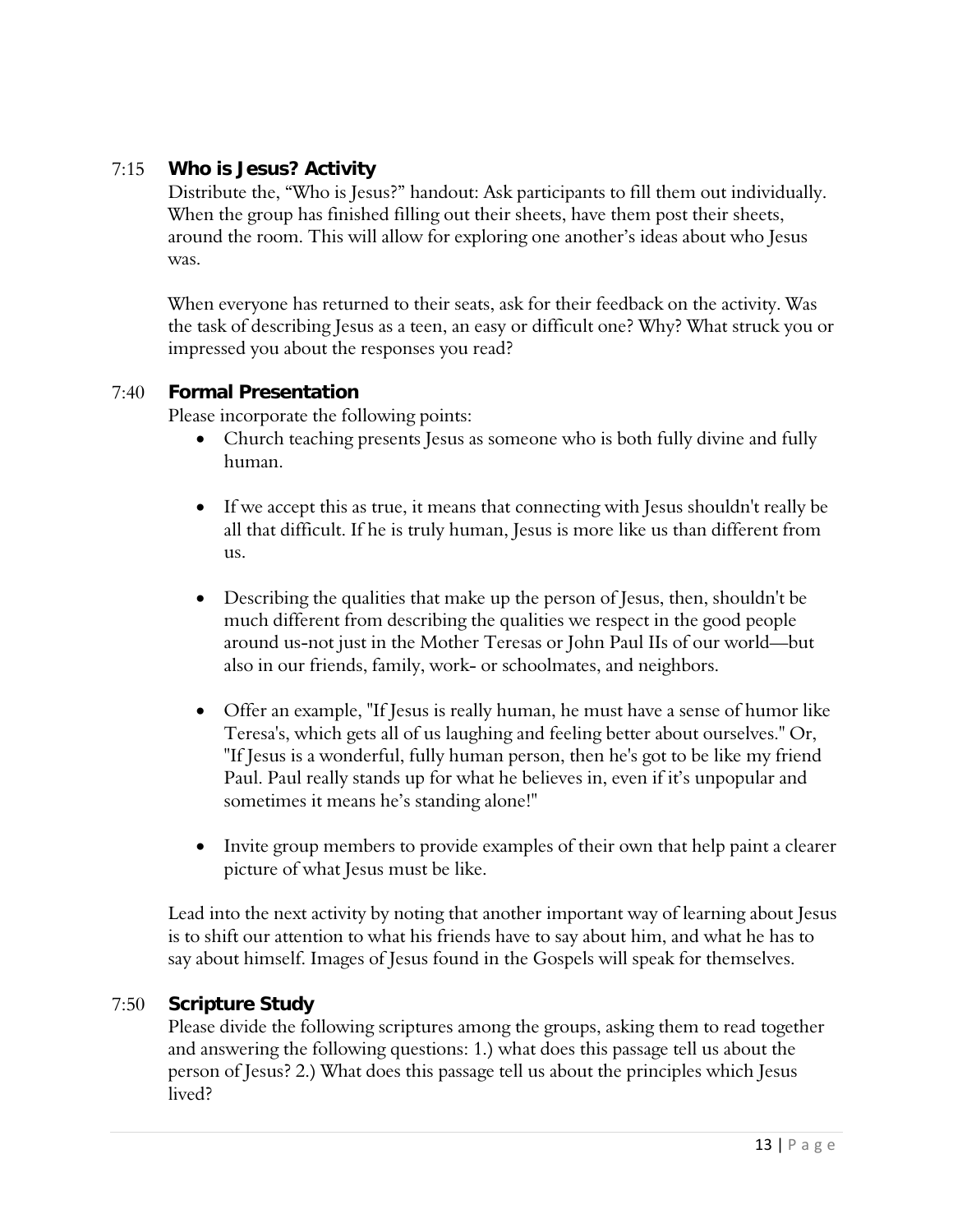### 7:15 **Who is Jesus? Activity**

Distribute the, "Who is Jesus?" handout: Ask participants to fill them out individually. When the group has finished filling out their sheets, have them post their sheets, around the room. This will allow for exploring one another's ideas about who Jesus was.

When everyone has returned to their seats, ask for their feedback on the activity. Was the task of describing Jesus as a teen, an easy or difficult one? Why? What struck you or impressed you about the responses you read?

### 7:40 **Formal Presentation**

Please incorporate the following points:

- Church teaching presents Jesus as someone who is both fully divine and fully human.

- If we accept this as true, it means that connecting with Jesus shouldn't really be all that difficult. If he is truly human, Jesus is more like us than different from us.

- Describing the qualities that make up the person of Jesus, then, shouldn't be much different from describing the qualities we respect in the good people around us-not just in the Mother Teresas or John Paul IIs of our world—but also in our friends, family, work- or schoolmates, and neighbors.

- Offer an example, "If Jesus is really human, he must have a sense of humor like Teresa's, which gets all of us laughing and feeling better about ourselves." Or, "If Jesus is a wonderful, fully human person, then he's got to be like my friend Paul. Paul really stands up for what he believes in, even if it's unpopular and sometimes it means he's standing alone!"

- Invite group members to provide examples of their own that help paint a clearer picture of what Jesus must be like.

Lead into the next activity by noting that another important way of learning about Jesus is to shift our attention to what his friends have to say about him, and what he has to say about himself. Images of Jesus found in the Gospels will speak for themselves.

### 7:50 **Scripture Study**

Please divide the following scriptures among the groups, asking them to read together and answering the following questions: 1.) what does this passage tell us about the person of Jesus? 2.) What does this passage tell us about the principles which Jesus lived?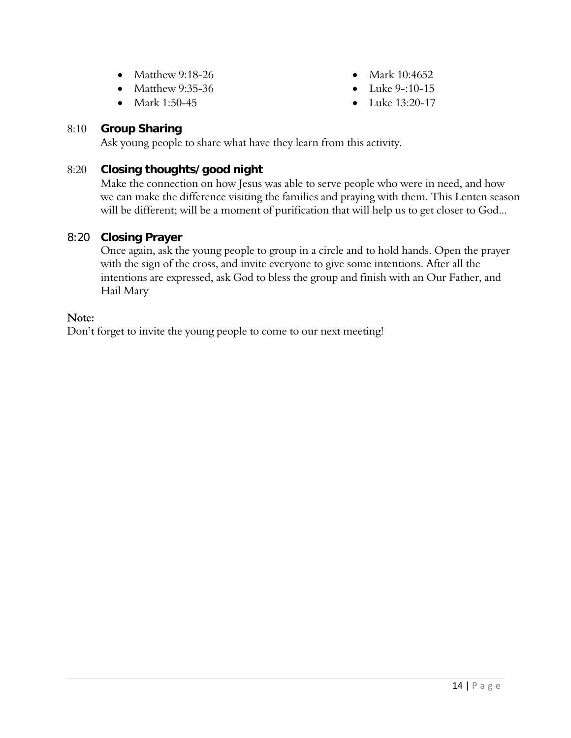- Matthew 9:18-26
- Matthew 9:35-36
- Mark 1:50-45
- Mark 10:4652
- Luke 9-:10-15
- Luke 13:20-17

8:10 **Group Sharing**

Ask young people to share what have they learn from this activity.

8:20 **Closing thoughts/good night**

Make the connection on how Jesus was able to serve people who were in need, and how we can make the difference visiting the families and praying with them. This Lenten season will be different; will be a moment of purification that will help us to get closer to God...

8:20 **Closing Prayer**

Once again, ask the young people to group in a circle and to hold hands. Open the prayer with the sign of the cross, and invite everyone to give some intentions. After all the intentions are expressed, ask God to bless the group and finish with an Our Father, and Hail Mary

Note:

Don't forget to invite the young people to come to our next meeting!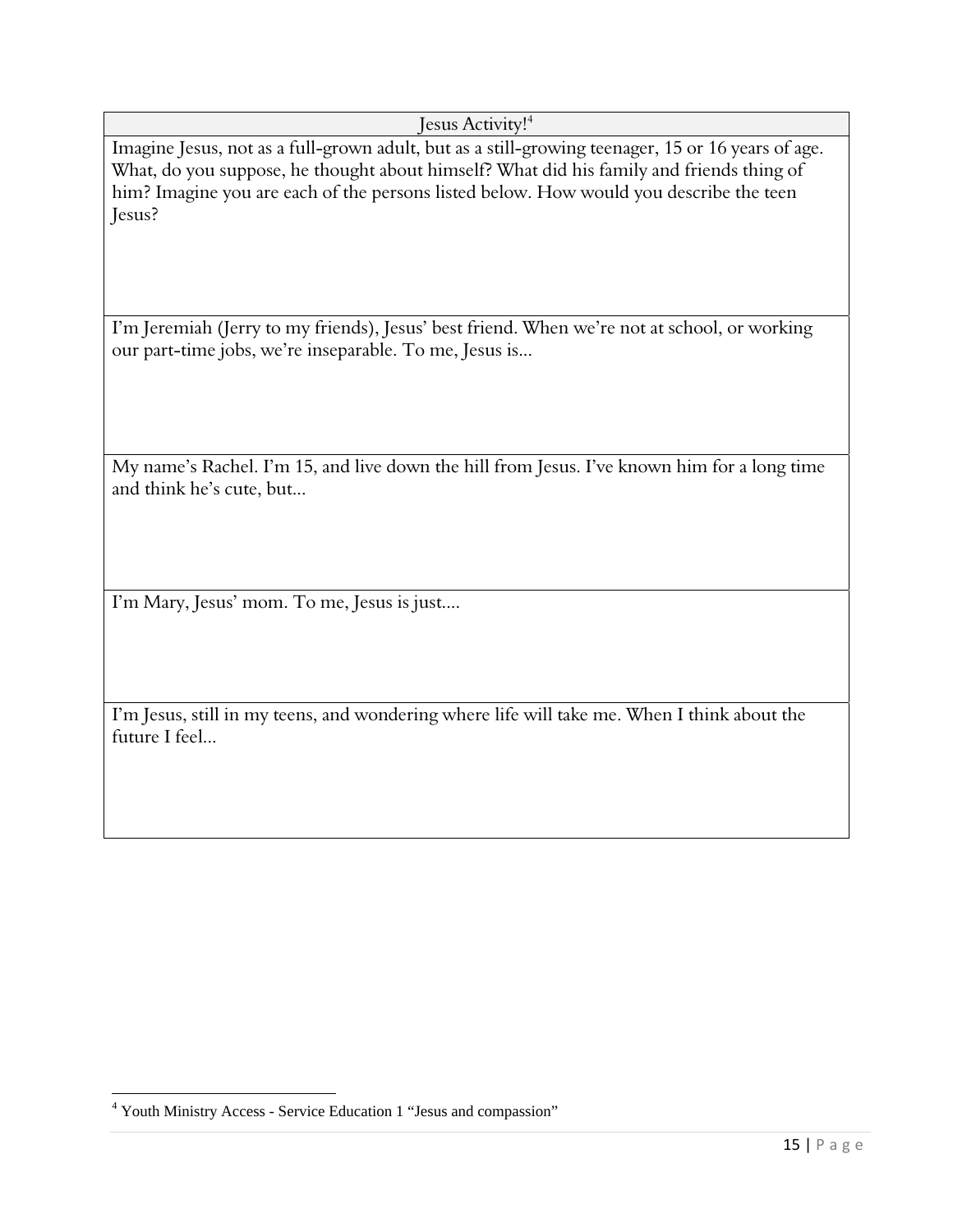| Jesus Activity![4] |
| --- |
| Imagine Jesus, not as a full-grown adult, but as a still-growing teenager, 15 or 16 years of age. What, do you suppose, he thought about himself? What did his family and friends thing of him? Imagine you are each of the persons listed below. How would you describe the teen Jesus? |
| I'm Jeremiah (Jerry to my friends), Jesus' best friend. When we're not at school, or working our part-time jobs, we're inseparable. To me, Jesus is… |
| My name's Rachel. I'm 15, and live down the hill from Jesus. I've known him for a long time and think he's cute, but… |
| I'm Mary, Jesus' mom. To me, Jesus is just…. |
| I'm Jesus, still in my teens, and wondering where life will take me. When I think about the future I feel… |

[4] Youth Ministry Access - Service Education 1 "Jesus and compassion"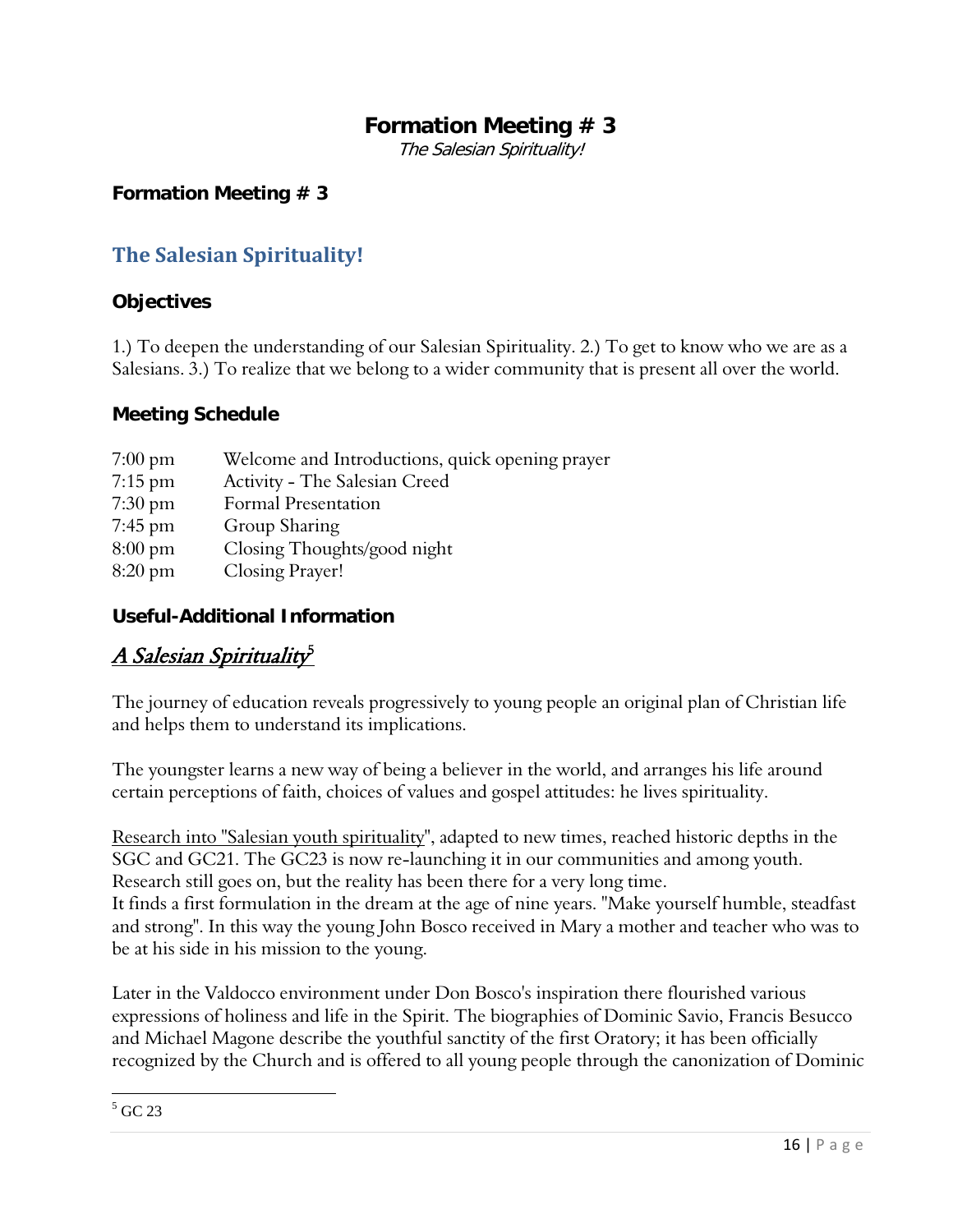# Formation Meeting # 3

*The Salesian Spirituality!*

**Formation Meeting # 3**

## The Salesian Spirituality!

### Objectives

1.) To deepen the understanding of our Salesian Spirituality. 2.) To get to know who we are as a Salesians. 3.) To realize that we belong to a wider community that is present all over the world.

### Meeting Schedule

| | |
|---|---|
| 7:00 pm | Welcome and Introductions, quick opening prayer |
| 7:15 pm | Activity - The Salesian Creed |
| 7:30 pm | Formal Presentation |
| 7:45 pm | Group Sharing |
| 8:00 pm | Closing Thoughts/good night |
| 8:20 pm | Closing Prayer! |

### Useful-Additional Information

## *A Salesian Spirituality*[5]

The journey of education reveals progressively to young people an original plan of Christian life and helps them to understand its implications.

The youngster learns a new way of being a believer in the world, and arranges his life around certain perceptions of faith, choices of values and gospel attitudes: he lives spirituality.

Research into "Salesian youth spirituality", adapted to new times, reached historic depths in the SGC and GC21. The GC23 is now re-launching it in our communities and among youth. Research still goes on, but the reality has been there for a very long time.
It finds a first formulation in the dream at the age of nine years. "Make yourself humble, steadfast and strong". In this way the young John Bosco received in Mary a mother and teacher who was to be at his side in his mission to the young.

Later in the Valdocco environment under Don Bosco's inspiration there flourished various expressions of holiness and life in the Spirit. The biographies of Dominic Savio, Francis Besucco and Michael Magone describe the youthful sanctity of the first Oratory; it has been officially recognized by the Church and is offered to all young people through the canonization of Dominic

[5] GC 23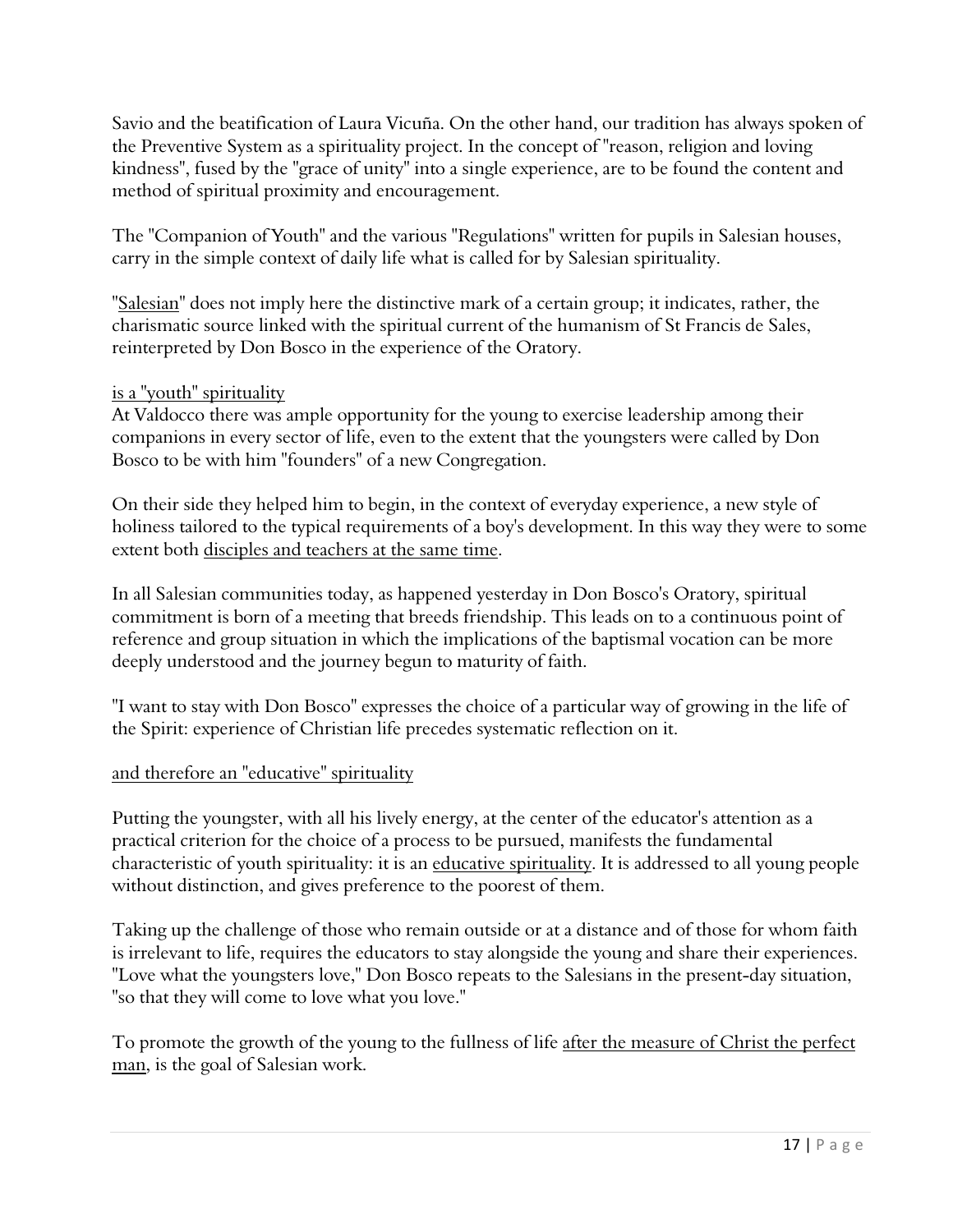Savio and the beatification of Laura Vicuña. On the other hand, our tradition has always spoken of the Preventive System as a spirituality project. In the concept of "reason, religion and loving kindness", fused by the "grace of unity" into a single experience, are to be found the content and method of spiritual proximity and encouragement.

The "Companion of Youth" and the various "Regulations" written for pupils in Salesian houses, carry in the simple context of daily life what is called for by Salesian spirituality.

"<u>Salesian</u>" does not imply here the distinctive mark of a certain group; it indicates, rather, the charismatic source linked with the spiritual current of the humanism of St Francis de Sales, reinterpreted by Don Bosco in the experience of the Oratory.

<u>is a "youth" spirituality</u>

At Valdocco there was ample opportunity for the young to exercise leadership among their companions in every sector of life, even to the extent that the youngsters were called by Don Bosco to be with him "founders" of a new Congregation.

On their side they helped him to begin, in the context of everyday experience, a new style of holiness tailored to the typical requirements of a boy's development. In this way they were to some extent both <u>disciples and teachers at the same time</u>.

In all Salesian communities today, as happened yesterday in Don Bosco's Oratory, spiritual commitment is born of a meeting that breeds friendship. This leads on to a continuous point of reference and group situation in which the implications of the baptismal vocation can be more deeply understood and the journey begun to maturity of faith.

"I want to stay with Don Bosco" expresses the choice of a particular way of growing in the life of the Spirit: experience of Christian life precedes systematic reflection on it.

<u>and therefore an "educative" spirituality</u>

Putting the youngster, with all his lively energy, at the center of the educator's attention as a practical criterion for the choice of a process to be pursued, manifests the fundamental characteristic of youth spirituality: it is an <u>educative spirituality</u>. It is addressed to all young people without distinction, and gives preference to the poorest of them.

Taking up the challenge of those who remain outside or at a distance and of those for whom faith is irrelevant to life, requires the educators to stay alongside the young and share their experiences. "Love what the youngsters love," Don Bosco repeats to the Salesians in the present-day situation, "so that they will come to love what you love."

To promote the growth of the young to the fullness of life <u>after the measure of Christ the perfect man</u>, is the goal of Salesian work.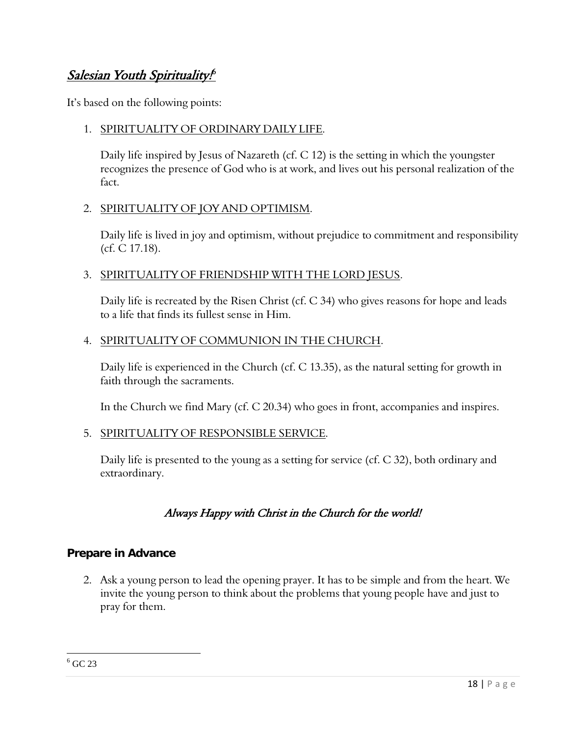## *Salesian Youth Spirituality!*[6]

It's based on the following points:

1. SPIRITUALITY OF ORDINARY DAILY LIFE.

   Daily life inspired by Jesus of Nazareth (cf. C 12) is the setting in which the youngster recognizes the presence of God who is at work, and lives out his personal realization of the fact.

2. SPIRITUALITY OF JOY AND OPTIMISM.

   Daily life is lived in joy and optimism, without prejudice to commitment and responsibility (cf. C 17.18).

3. SPIRITUALITY OF FRIENDSHIP WITH THE LORD JESUS.

   Daily life is recreated by the Risen Christ (cf. C 34) who gives reasons for hope and leads to a life that finds its fullest sense in Him.

4. SPIRITUALITY OF COMMUNION IN THE CHURCH.

   Daily life is experienced in the Church (cf. C 13.35), as the natural setting for growth in faith through the sacraments.

   In the Church we find Mary (cf. C 20.34) who goes in front, accompanies and inspires.

5. SPIRITUALITY OF RESPONSIBLE SERVICE.

   Daily life is presented to the young as a setting for service (cf. C 32), both ordinary and extraordinary.

*Always Happy with Christ in the Church for the world!*

### Prepare in Advance

2. Ask a young person to lead the opening prayer. It has to be simple and from the heart. We invite the young person to think about the problems that young people have and just to pray for them.

[6] GC 23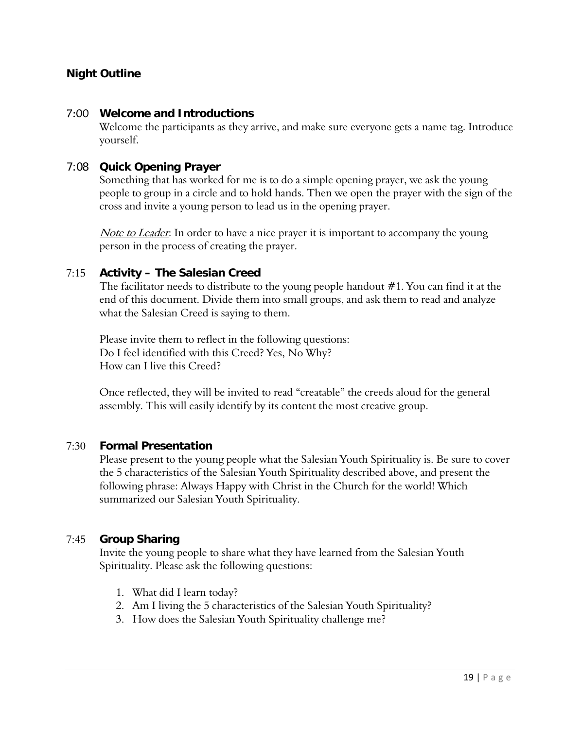**Night Outline**

7:00 **Welcome and Introductions**

Welcome the participants as they arrive, and make sure everyone gets a name tag. Introduce yourself.

7:08 **Quick Opening Prayer**

Something that has worked for me is to do a simple opening prayer, we ask the young people to group in a circle and to hold hands. Then we open the prayer with the sign of the cross and invite a young person to lead us in the opening prayer.

*Note to Leader*: In order to have a nice prayer it is important to accompany the young person in the process of creating the prayer.

7:15 **Activity – The Salesian Creed**

The facilitator needs to distribute to the young people handout #1. You can find it at the end of this document. Divide them into small groups, and ask them to read and analyze what the Salesian Creed is saying to them.

Please invite them to reflect in the following questions:
Do I feel identified with this Creed? Yes, No Why?
How can I live this Creed?

Once reflected, they will be invited to read "creatable" the creeds aloud for the general assembly. This will easily identify by its content the most creative group.

7:30 **Formal Presentation**

Please present to the young people what the Salesian Youth Spirituality is. Be sure to cover the 5 characteristics of the Salesian Youth Spirituality described above, and present the following phrase: Always Happy with Christ in the Church for the world! Which summarized our Salesian Youth Spirituality.

7:45 **Group Sharing**

Invite the young people to share what they have learned from the Salesian Youth Spirituality. Please ask the following questions:

1. What did I learn today?
2. Am I living the 5 characteristics of the Salesian Youth Spirituality?
3. How does the Salesian Youth Spirituality challenge me?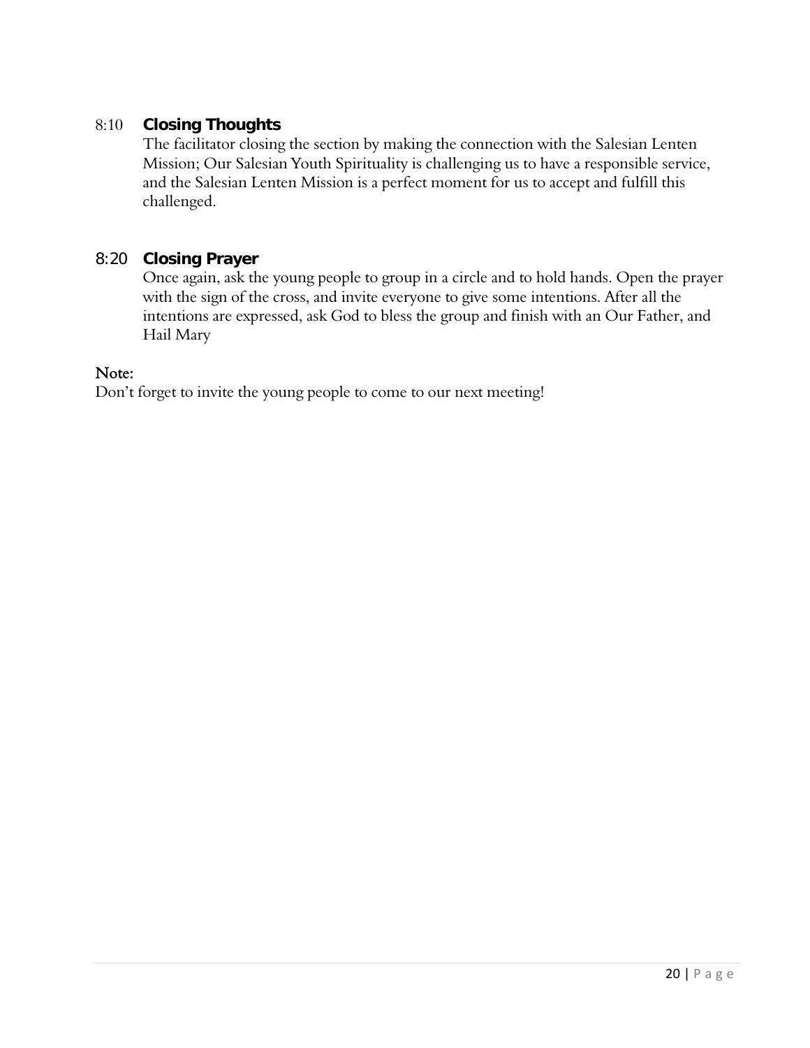8:10 **Closing Thoughts**

The facilitator closing the section by making the connection with the Salesian Lenten Mission; Our Salesian Youth Spirituality is challenging us to have a responsible service, and the Salesian Lenten Mission is a perfect moment for us to accept and fulfill this challenged.

8:20 **Closing Prayer**

Once again, ask the young people to group in a circle and to hold hands. Open the prayer with the sign of the cross, and invite everyone to give some intentions. After all the intentions are expressed, ask God to bless the group and finish with an Our Father, and Hail Mary

Note:

Don't forget to invite the young people to come to our next meeting!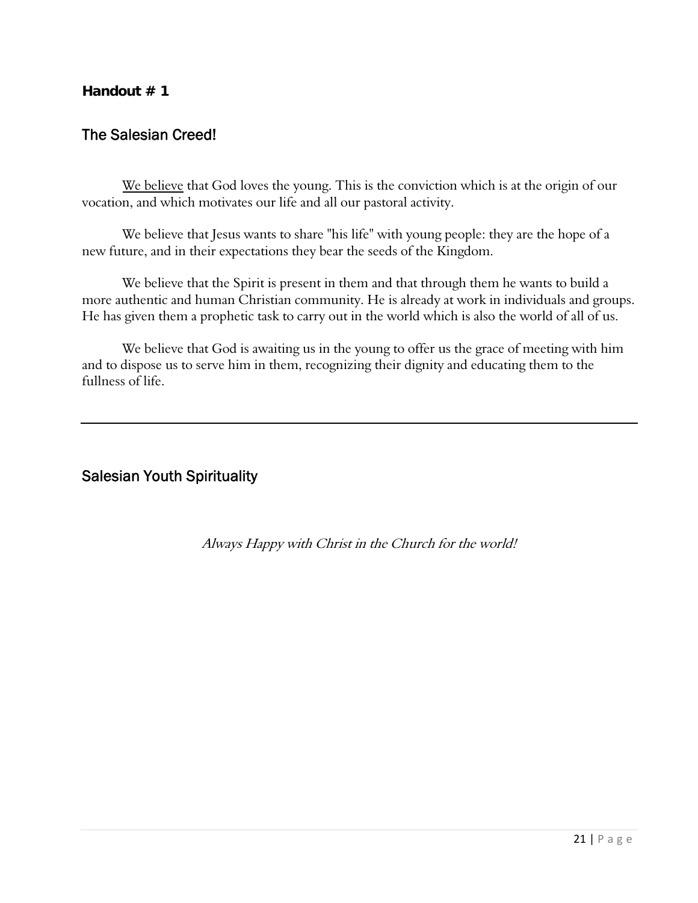**Handout # 1**

## The Salesian Creed!

<u>We believe</u> that God loves the young. This is the conviction which is at the origin of our vocation, and which motivates our life and all our pastoral activity.

We believe that Jesus wants to share "his life" with young people: they are the hope of a new future, and in their expectations they bear the seeds of the Kingdom.

We believe that the Spirit is present in them and that through them he wants to build a more authentic and human Christian community. He is already at work in individuals and groups. He has given them a prophetic task to carry out in the world which is also the world of all of us.

We believe that God is awaiting us in the young to offer us the grace of meeting with him and to dispose us to serve him in them, recognizing their dignity and educating them to the fullness of life.

---

## Salesian Youth Spirituality

*Always Happy with Christ in the Church for the world!*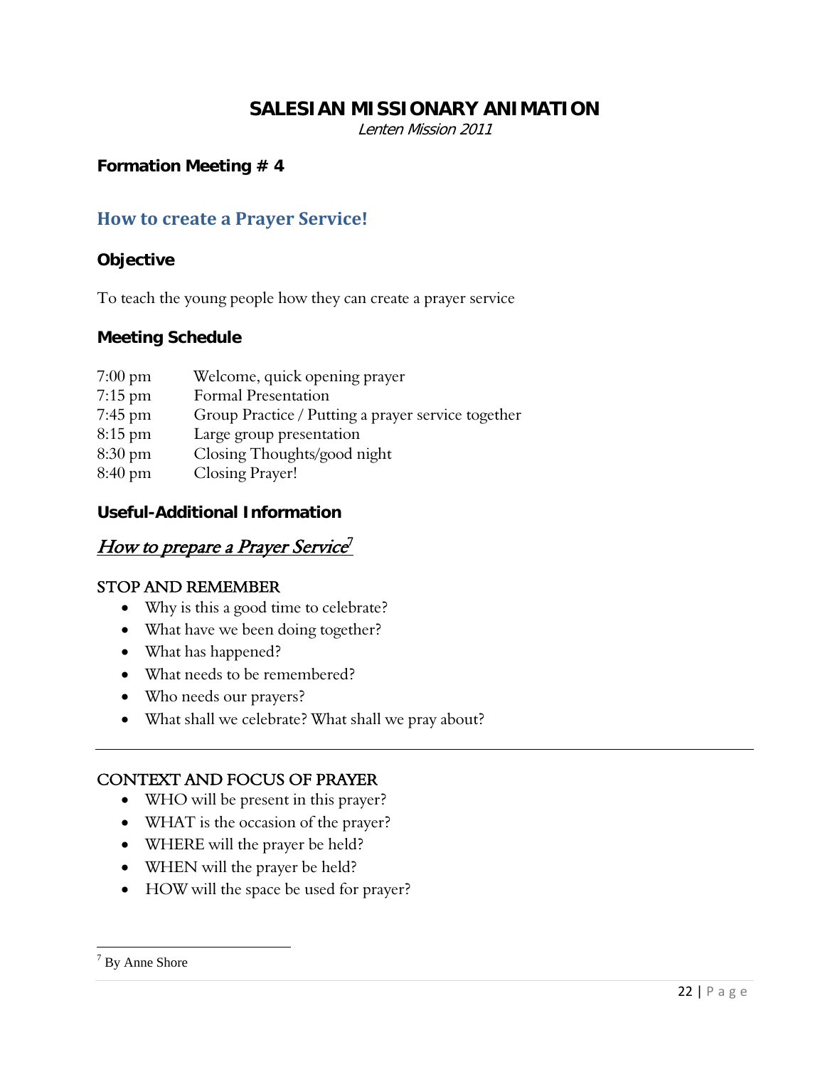# SALESIAN MISSIONARY ANIMATION

*Lenten Mission 2011*

**Formation Meeting # 4**

## How to create a Prayer Service!

### Objective

To teach the young people how they can create a prayer service

### Meeting Schedule

| | |
|---|---|
| 7:00 pm | Welcome, quick opening prayer |
| 7:15 pm | Formal Presentation |
| 7:45 pm | Group Practice / Putting a prayer service together |
| 8:15 pm | Large group presentation |
| 8:30 pm | Closing Thoughts/good night |
| 8:40 pm | Closing Prayer! |

### Useful-Additional Information

## *How to prepare a Prayer Service*[7]

STOP AND REMEMBER

- Why is this a good time to celebrate?
- What have we been doing together?
- What has happened?
- What needs to be remembered?
- Who needs our prayers?
- What shall we celebrate? What shall we pray about?

---

CONTEXT AND FOCUS OF PRAYER

- WHO will be present in this prayer?
- WHAT is the occasion of the prayer?
- WHERE will the prayer be held?
- WHEN will the prayer be held?
- HOW will the space be used for prayer?

---

[7] By Anne Shore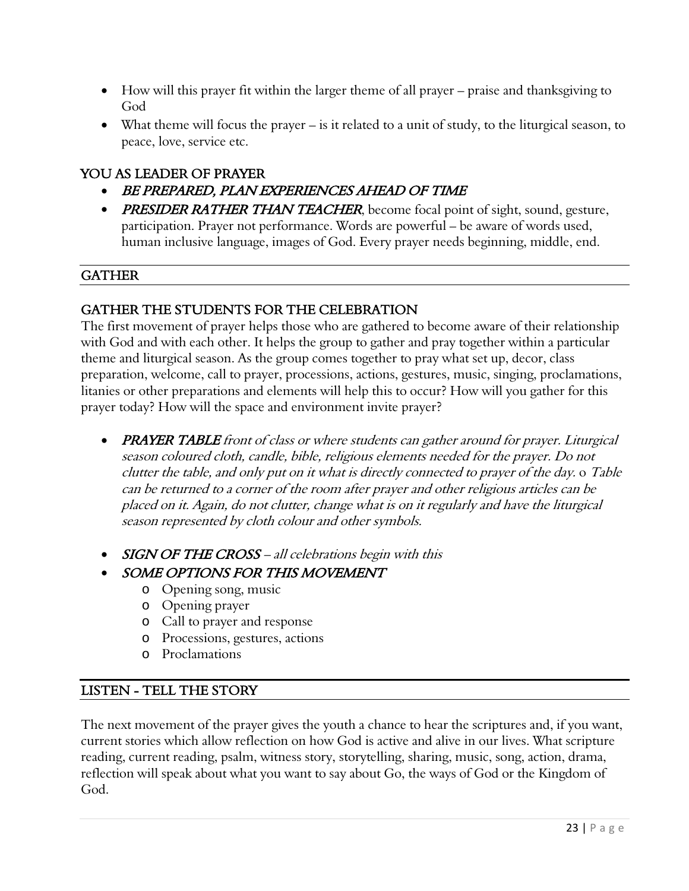- How will this prayer fit within the larger theme of all prayer – praise and thanksgiving to God
- What theme will focus the prayer – is it related to a unit of study, to the liturgical season, to peace, love, service etc.

## YOU AS LEADER OF PRAYER

- ***BE PREPARED, PLAN EXPERIENCES AHEAD OF TIME***
- ***PRESIDER RATHER THAN TEACHER***, become focal point of sight, sound, gesture, participation. Prayer not performance. Words are powerful – be aware of words used, human inclusive language, images of God. Every prayer needs beginning, middle, end.

## GATHER

### GATHER THE STUDENTS FOR THE CELEBRATION

The first movement of prayer helps those who are gathered to become aware of their relationship with God and with each other. It helps the group to gather and pray together within a particular theme and liturgical season. As the group comes together to pray what set up, decor, class preparation, welcome, call to prayer, processions, actions, gestures, music, singing, proclamations, litanies or other preparations and elements will help this to occur? How will you gather for this prayer today? How will the space and environment invite prayer?

- ***PRAYER TABLE*** *front of class or where students can gather around for prayer. Liturgical season coloured cloth, candle, bible, religious elements needed for the prayer. Do not clutter the table, and only put on it what is directly connected to prayer of the day.* o *Table can be returned to a corner of the room after prayer and other religious articles can be placed on it. Again, do not clutter, change what is on it regularly and have the liturgical season represented by cloth colour and other symbols.*

- ***SIGN OF THE CROSS*** *– all celebrations begin with this*
- ***SOME OPTIONS FOR THIS MOVEMENT***
  - Opening song, music
  - Opening prayer
  - Call to prayer and response
  - Processions, gestures, actions
  - Proclamations

## LISTEN - TELL THE STORY

The next movement of the prayer gives the youth a chance to hear the scriptures and, if you want, current stories which allow reflection on how God is active and alive in our lives. What scripture reading, current reading, psalm, witness story, storytelling, sharing, music, song, action, drama, reflection will speak about what you want to say about Go, the ways of God or the Kingdom of God.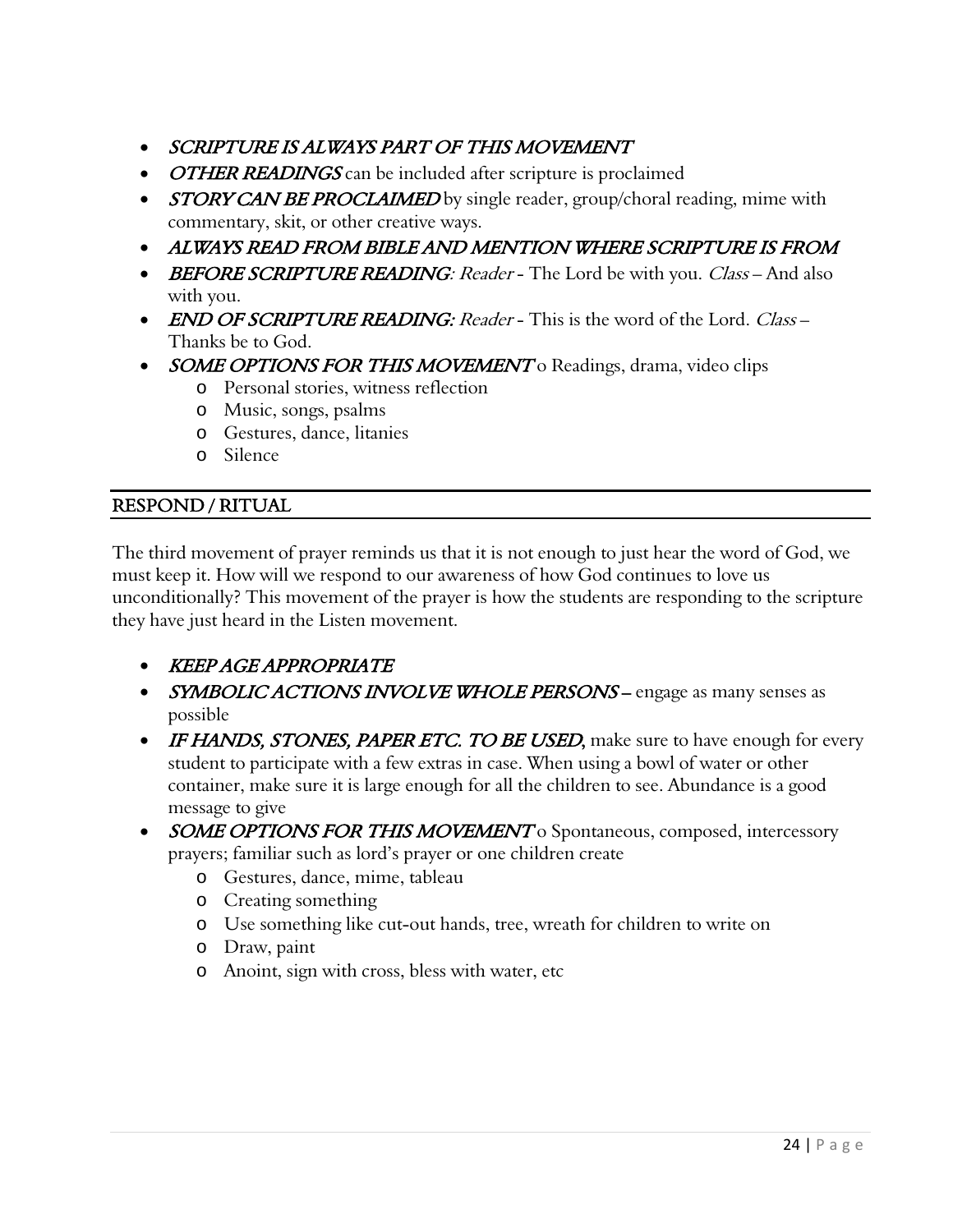- ***SCRIPTURE IS ALWAYS PART OF THIS MOVEMENT***
- ***OTHER READINGS*** can be included after scripture is proclaimed
- ***STORY CAN BE PROCLAIMED*** by single reader, group/choral reading, mime with commentary, skit, or other creative ways.
- ***ALWAYS READ FROM BIBLE AND MENTION WHERE SCRIPTURE IS FROM***
- ***BEFORE SCRIPTURE READING***: *Reader* - The Lord be with you. *Class* – And also with you.
- ***END OF SCRIPTURE READING:*** *Reader* - This is the word of the Lord. *Class* – Thanks be to God.
- ***SOME OPTIONS FOR THIS MOVEMENT*** o Readings, drama, video clips
    - Personal stories, witness reflection
    - Music, songs, psalms
    - Gestures, dance, litanies
    - Silence

## RESPOND / RITUAL

The third movement of prayer reminds us that it is not enough to just hear the word of God, we must keep it. How will we respond to our awareness of how God continues to love us unconditionally? This movement of the prayer is how the students are responding to the scripture they have just heard in the Listen movement.

- ***KEEP AGE APPROPRIATE***
- ***SYMBOLIC ACTIONS INVOLVE WHOLE PERSONS*** – engage as many senses as possible
- ***IF HANDS, STONES, PAPER ETC. TO BE USED***, make sure to have enough for every student to participate with a few extras in case. When using a bowl of water or other container, make sure it is large enough for all the children to see. Abundance is a good message to give
- ***SOME OPTIONS FOR THIS MOVEMENT*** o Spontaneous, composed, intercessory prayers; familiar such as lord's prayer or one children create
    - Gestures, dance, mime, tableau
    - Creating something
    - Use something like cut-out hands, tree, wreath for children to write on
    - Draw, paint
    - Anoint, sign with cross, bless with water, etc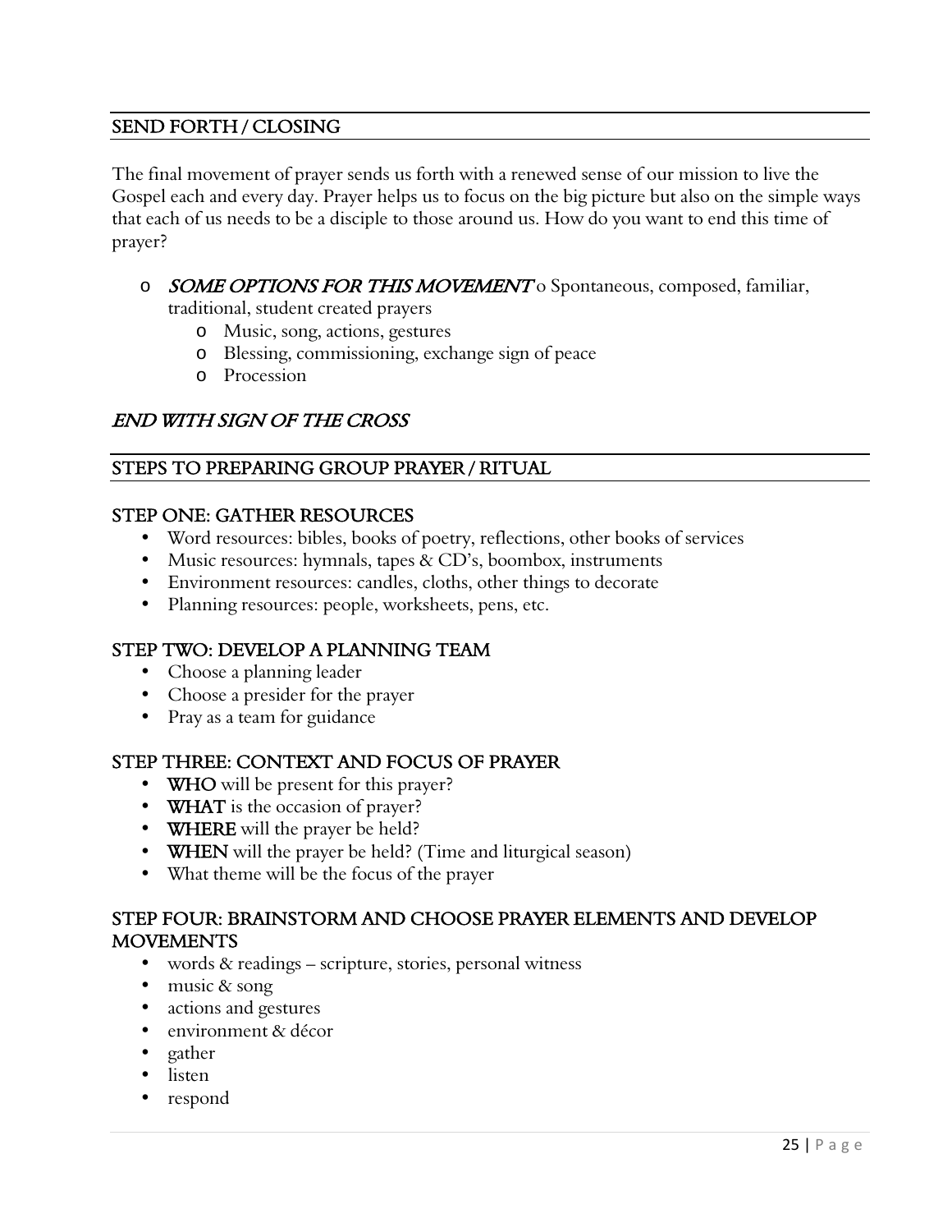## SEND FORTH / CLOSING

The final movement of prayer sends us forth with a renewed sense of our mission to live the Gospel each and every day. Prayer helps us to focus on the big picture but also on the simple ways that each of us needs to be a disciple to those around us. How do you want to end this time of prayer?

- *SOME OPTIONS FOR THIS MOVEMENT*
  - Spontaneous, composed, familiar, traditional, student created prayers
  - Music, song, actions, gestures
  - Blessing, commissioning, exchange sign of peace
  - Procession

### *END WITH SIGN OF THE CROSS*

## STEPS TO PREPARING GROUP PRAYER / RITUAL

### STEP ONE: GATHER RESOURCES

- Word resources: bibles, books of poetry, reflections, other books of services
- Music resources: hymnals, tapes & CD's, boombox, instruments
- Environment resources: candles, cloths, other things to decorate
- Planning resources: people, worksheets, pens, etc.

### STEP TWO: DEVELOP A PLANNING TEAM

- Choose a planning leader
- Choose a presider for the prayer
- Pray as a team for guidance

### STEP THREE: CONTEXT AND FOCUS OF PRAYER

- **WHO** will be present for this prayer?
- **WHAT** is the occasion of prayer?
- **WHERE** will the prayer be held?
- **WHEN** will the prayer be held? (Time and liturgical season)
- What theme will be the focus of the prayer

### STEP FOUR: BRAINSTORM AND CHOOSE PRAYER ELEMENTS AND DEVELOP MOVEMENTS

- words & readings – scripture, stories, personal witness
- music & song
- actions and gestures
- environment & décor
- gather
- listen
- respond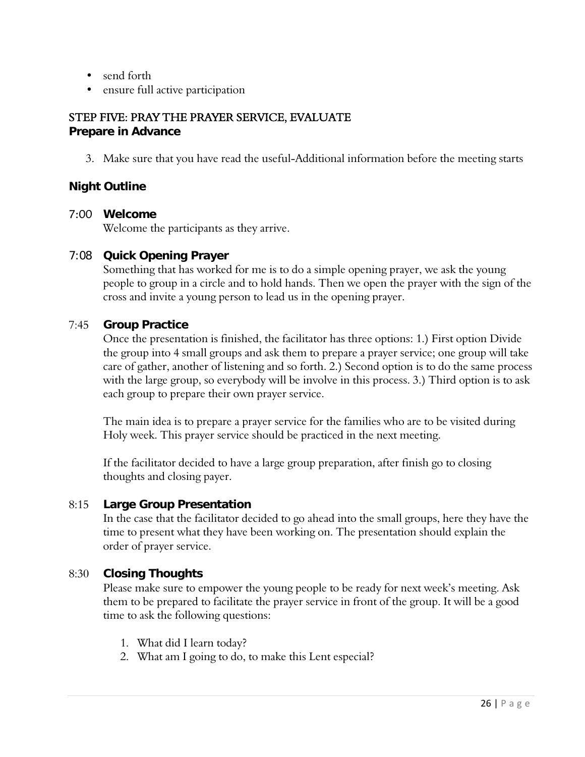- send forth
- ensure full active participation

## STEP FIVE: PRAY THE PRAYER SERVICE, EVALUATE

### Prepare in Advance

3. Make sure that you have read the useful-Additional information before the meeting starts

### Night Outline

7:00 **Welcome**

Welcome the participants as they arrive.

7:08 **Quick Opening Prayer**

Something that has worked for me is to do a simple opening prayer, we ask the young people to group in a circle and to hold hands. Then we open the prayer with the sign of the cross and invite a young person to lead us in the opening prayer.

7:45 **Group Practice**

Once the presentation is finished, the facilitator has three options: 1.) First option Divide the group into 4 small groups and ask them to prepare a prayer service; one group will take care of gather, another of listening and so forth. 2.) Second option is to do the same process with the large group, so everybody will be involve in this process. 3.) Third option is to ask each group to prepare their own prayer service.

The main idea is to prepare a prayer service for the families who are to be visited during Holy week. This prayer service should be practiced in the next meeting.

If the facilitator decided to have a large group preparation, after finish go to closing thoughts and closing payer.

8:15 **Large Group Presentation**

In the case that the facilitator decided to go ahead into the small groups, here they have the time to present what they have been working on. The presentation should explain the order of prayer service.

8:30 **Closing Thoughts**

Please make sure to empower the young people to be ready for next week's meeting. Ask them to be prepared to facilitate the prayer service in front of the group. It will be a good time to ask the following questions:

1. What did I learn today?
2. What am I going to do, to make this Lent especial?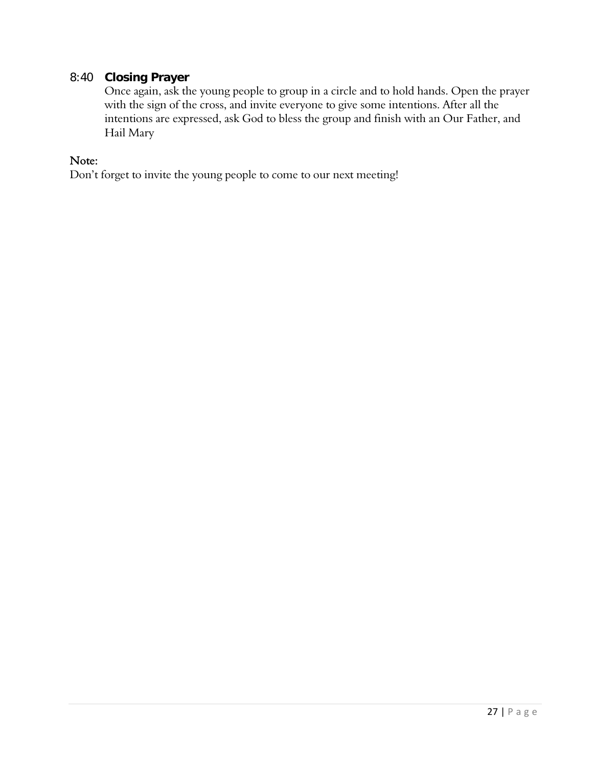8:40 **Closing Prayer**

Once again, ask the young people to group in a circle and to hold hands. Open the prayer with the sign of the cross, and invite everyone to give some intentions. After all the intentions are expressed, ask God to bless the group and finish with an Our Father, and Hail Mary

Note:

Don't forget to invite the young people to come to our next meeting!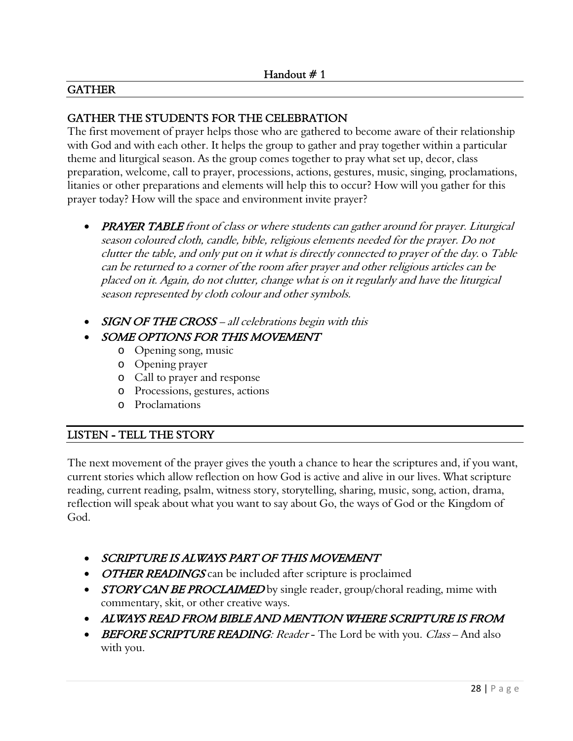Handout # 1

## GATHER

### GATHER THE STUDENTS FOR THE CELEBRATION

The first movement of prayer helps those who are gathered to become aware of their relationship with God and with each other. It helps the group to gather and pray together within a particular theme and liturgical season. As the group comes together to pray what set up, decor, class preparation, welcome, call to prayer, processions, actions, gestures, music, singing, proclamations, litanies or other preparations and elements will help this to occur? How will you gather for this prayer today? How will the space and environment invite prayer?

- ***PRAYER TABLE*** *front of class or where students can gather around for prayer. Liturgical season coloured cloth, candle, bible, religious elements needed for the prayer. Do not clutter the table, and only put on it what is directly connected to prayer of the day.* o *Table can be returned to a corner of the room after prayer and other religious articles can be placed on it. Again, do not clutter, change what is on it regularly and have the liturgical season represented by cloth colour and other symbols.*
- ***SIGN OF THE CROSS*** *– all celebrations begin with this*
- ***SOME OPTIONS FOR THIS MOVEMENT***
  - Opening song, music
  - Opening prayer
  - Call to prayer and response
  - Processions, gestures, actions
  - Proclamations

## LISTEN - TELL THE STORY

The next movement of the prayer gives the youth a chance to hear the scriptures and, if you want, current stories which allow reflection on how God is active and alive in our lives. What scripture reading, current reading, psalm, witness story, storytelling, sharing, music, song, action, drama, reflection will speak about what you want to say about Go, the ways of God or the Kingdom of God.

- ***SCRIPTURE IS ALWAYS PART OF THIS MOVEMENT***
- ***OTHER READINGS*** can be included after scripture is proclaimed
- ***STORY CAN BE PROCLAIMED*** by single reader, group/choral reading, mime with commentary, skit, or other creative ways.
- ***ALWAYS READ FROM BIBLE AND MENTION WHERE SCRIPTURE IS FROM***
- ***BEFORE SCRIPTURE READING****: Reader* - The Lord be with you. *Class* – And also with you.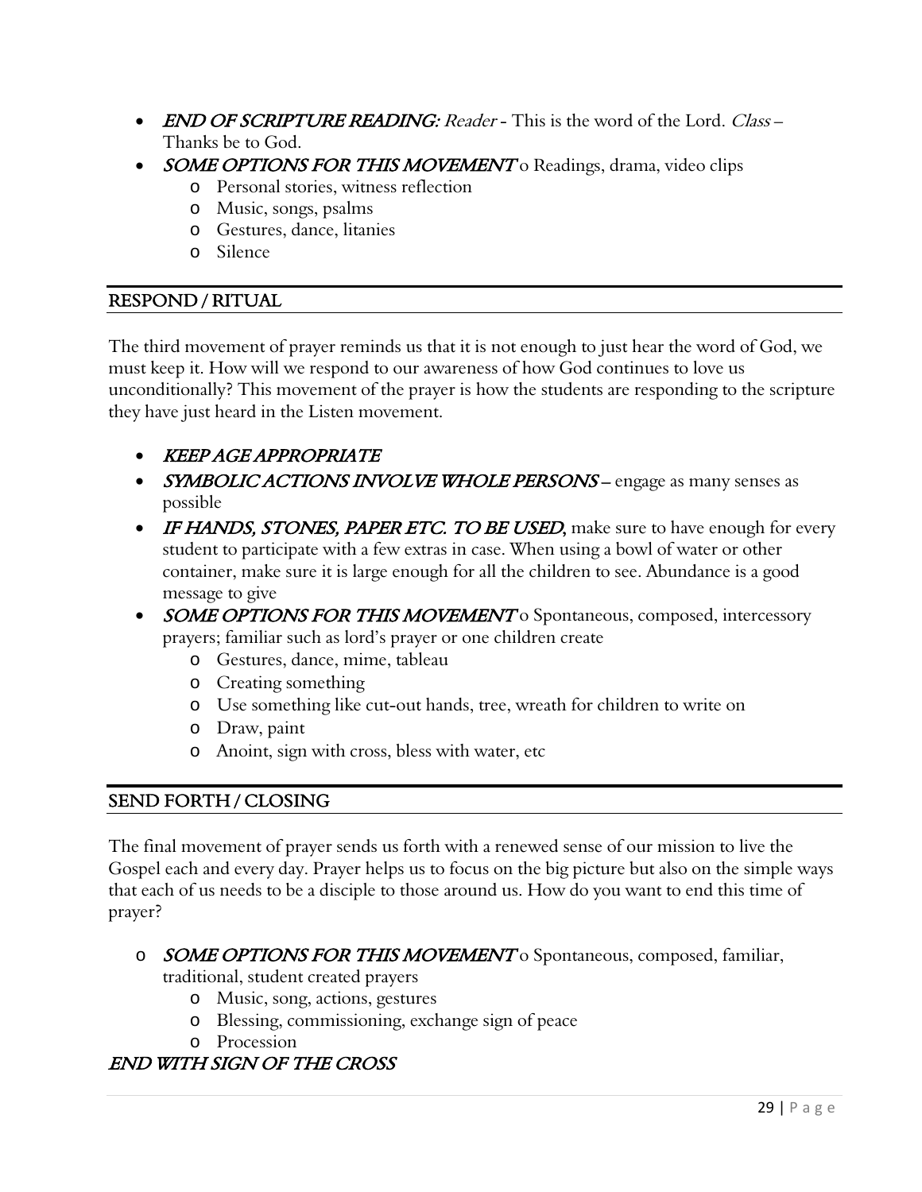- ***END OF SCRIPTURE READING:*** *Reader* - This is the word of the Lord. *Class* – Thanks be to God.
- ***SOME OPTIONS FOR THIS MOVEMENT*** o Readings, drama, video clips
  - Personal stories, witness reflection
  - Music, songs, psalms
  - Gestures, dance, litanies
  - Silence

## RESPOND / RITUAL

The third movement of prayer reminds us that it is not enough to just hear the word of God, we must keep it. How will we respond to our awareness of how God continues to love us unconditionally? This movement of the prayer is how the students are responding to the scripture they have just heard in the Listen movement.

- ***KEEP AGE APPROPRIATE***
- ***SYMBOLIC ACTIONS INVOLVE WHOLE PERSONS*** – engage as many senses as possible
- ***IF HANDS, STONES, PAPER ETC. TO BE USED***, make sure to have enough for every student to participate with a few extras in case. When using a bowl of water or other container, make sure it is large enough for all the children to see. Abundance is a good message to give
- ***SOME OPTIONS FOR THIS MOVEMENT*** o Spontaneous, composed, intercessory prayers; familiar such as lord's prayer or one children create
  - Gestures, dance, mime, tableau
  - Creating something
  - Use something like cut-out hands, tree, wreath for children to write on
  - Draw, paint
  - Anoint, sign with cross, bless with water, etc

## SEND FORTH / CLOSING

The final movement of prayer sends us forth with a renewed sense of our mission to live the Gospel each and every day. Prayer helps us to focus on the big picture but also on the simple ways that each of us needs to be a disciple to those around us. How do you want to end this time of prayer?

- ***SOME OPTIONS FOR THIS MOVEMENT*** o Spontaneous, composed, familiar, traditional, student created prayers
  - Music, song, actions, gestures
  - Blessing, commissioning, exchange sign of peace
  - Procession

***END WITH SIGN OF THE CROSS***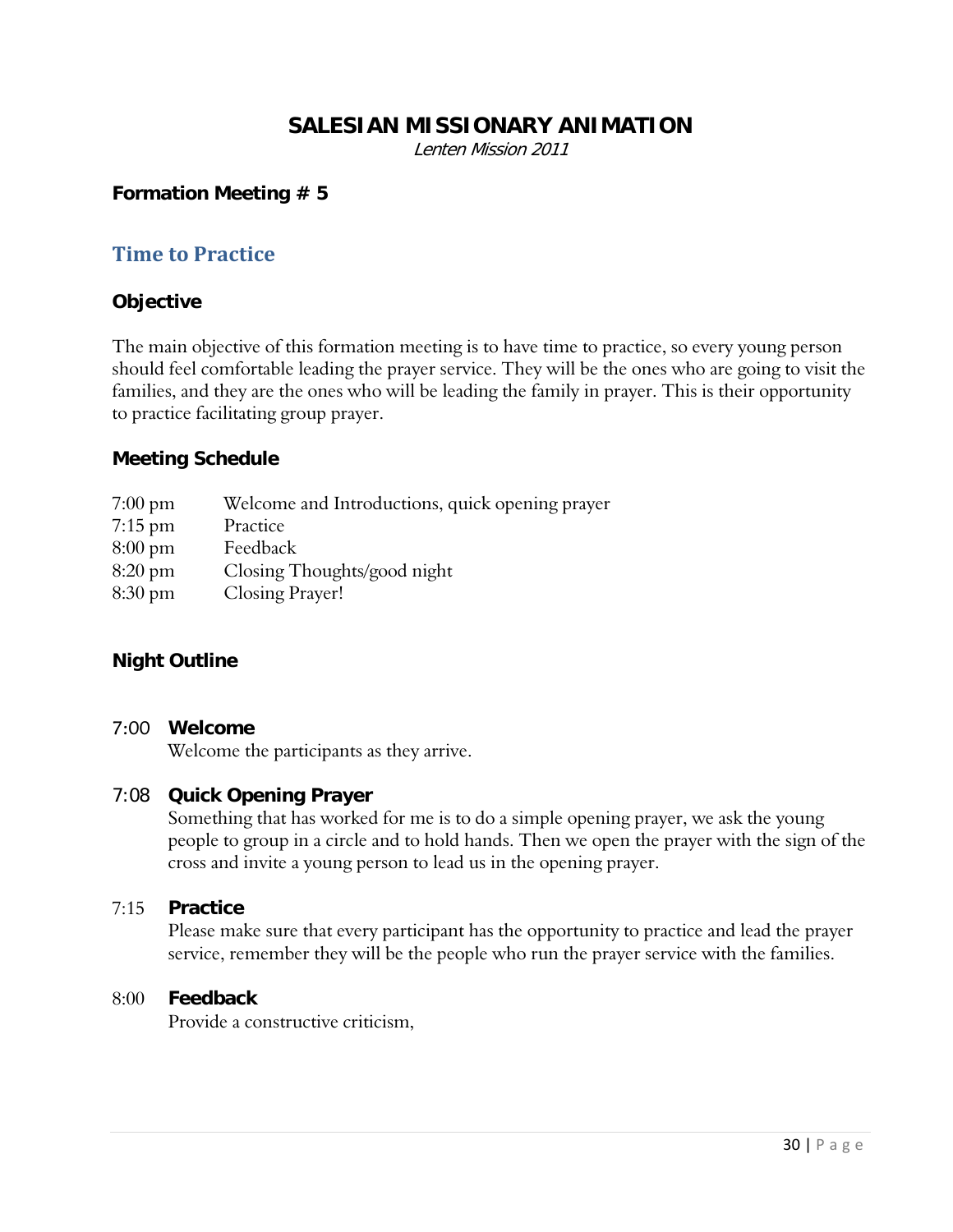# SALESIAN MISSIONARY ANIMATION

*Lenten Mission 2011*

**Formation Meeting # 5**

## Time to Practice

### Objective

The main objective of this formation meeting is to have time to practice, so every young person should feel comfortable leading the prayer service. They will be the ones who are going to visit the families, and they are the ones who will be leading the family in prayer. This is their opportunity to practice facilitating group prayer.

### Meeting Schedule

| | |
|---|---|
| 7:00 pm | Welcome and Introductions, quick opening prayer |
| 7:15 pm | Practice |
| 8:00 pm | Feedback |
| 8:20 pm | Closing Thoughts/good night |
| 8:30 pm | Closing Prayer! |

### Night Outline

7:00 **Welcome**

Welcome the participants as they arrive.

7:08 **Quick Opening Prayer**

Something that has worked for me is to do a simple opening prayer, we ask the young people to group in a circle and to hold hands. Then we open the prayer with the sign of the cross and invite a young person to lead us in the opening prayer.

7:15 **Practice**

Please make sure that every participant has the opportunity to practice and lead the prayer service, remember they will be the people who run the prayer service with the families.

8:00 **Feedback**

Provide a constructive criticism,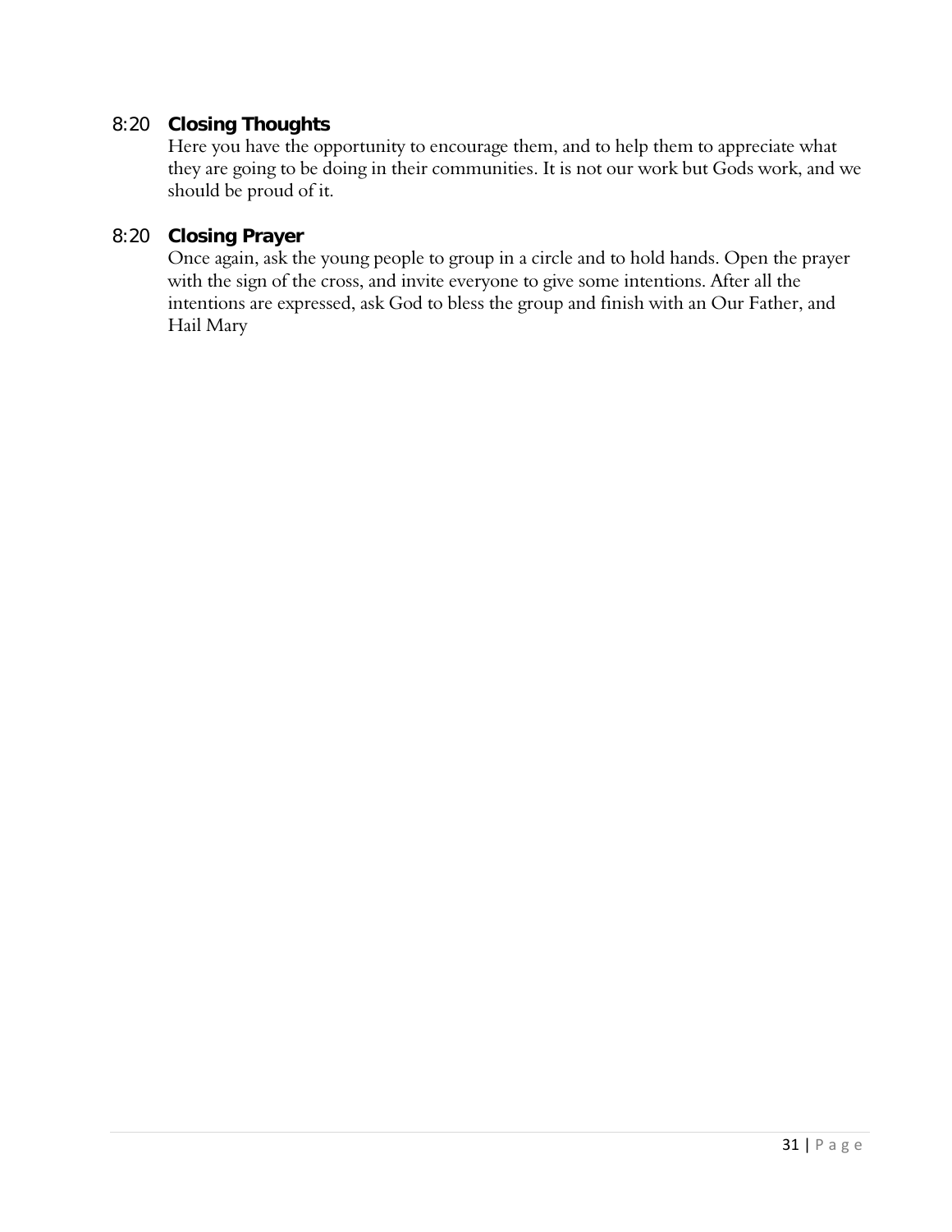### 8:20 **Closing Thoughts**

Here you have the opportunity to encourage them, and to help them to appreciate what they are going to be doing in their communities. It is not our work but Gods work, and we should be proud of it.

### 8:20 **Closing Prayer**

Once again, ask the young people to group in a circle and to hold hands. Open the prayer with the sign of the cross, and invite everyone to give some intentions. After all the intentions are expressed, ask God to bless the group and finish with an Our Father, and Hail Mary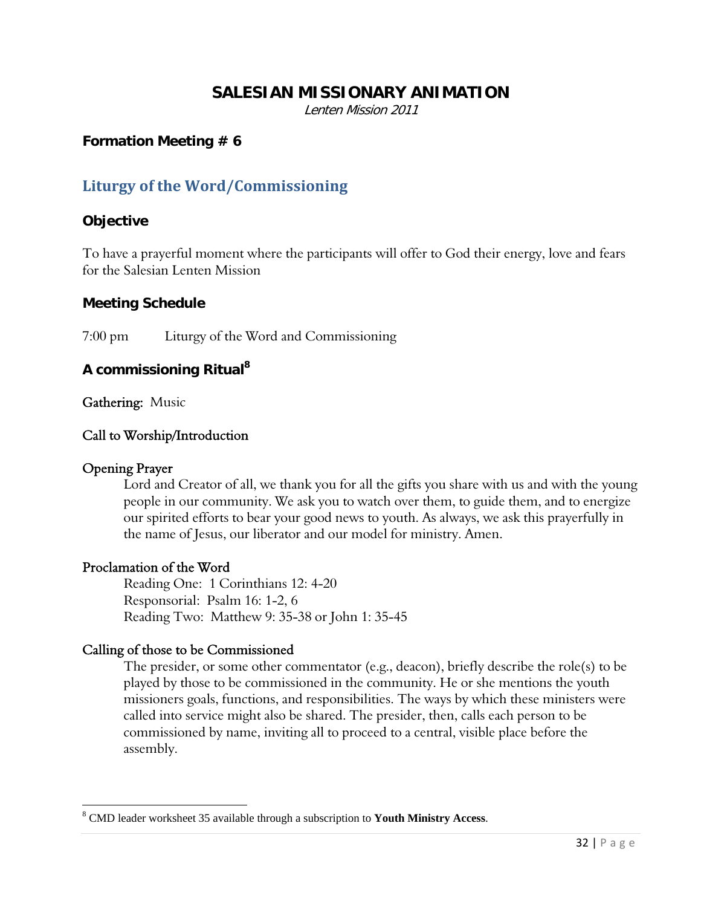# SALESIAN MISSIONARY ANIMATION

*Lenten Mission 2011*

**Formation Meeting # 6**

## Liturgy of the Word/Commissioning

### Objective

To have a prayerful moment where the participants will offer to God their energy, love and fears for the Salesian Lenten Mission

### Meeting Schedule

7:00 pm Liturgy of the Word and Commissioning

### A commissioning Ritual[8]

Gathering: Music

Call to Worship/Introduction

Opening Prayer

> Lord and Creator of all, we thank you for all the gifts you share with us and with the young people in our community. We ask you to watch over them, to guide them, and to energize our spirited efforts to bear your good news to youth. As always, we ask this prayerfully in the name of Jesus, our liberator and our model for ministry. Amen.

Proclamation of the Word

> Reading One: 1 Corinthians 12: 4-20
> Responsorial: Psalm 16: 1-2, 6
> Reading Two: Matthew 9: 35-38 or John 1: 35-45

Calling of those to be Commissioned

> The presider, or some other commentator (e.g., deacon), briefly describe the role(s) to be played by those to be commissioned in the community. He or she mentions the youth missioners goals, functions, and responsibilities. The ways by which these ministers were called into service might also be shared. The presider, then, calls each person to be commissioned by name, inviting all to proceed to a central, visible place before the assembly.

[8] CMD leader worksheet 35 available through a subscription to **Youth Ministry Access**.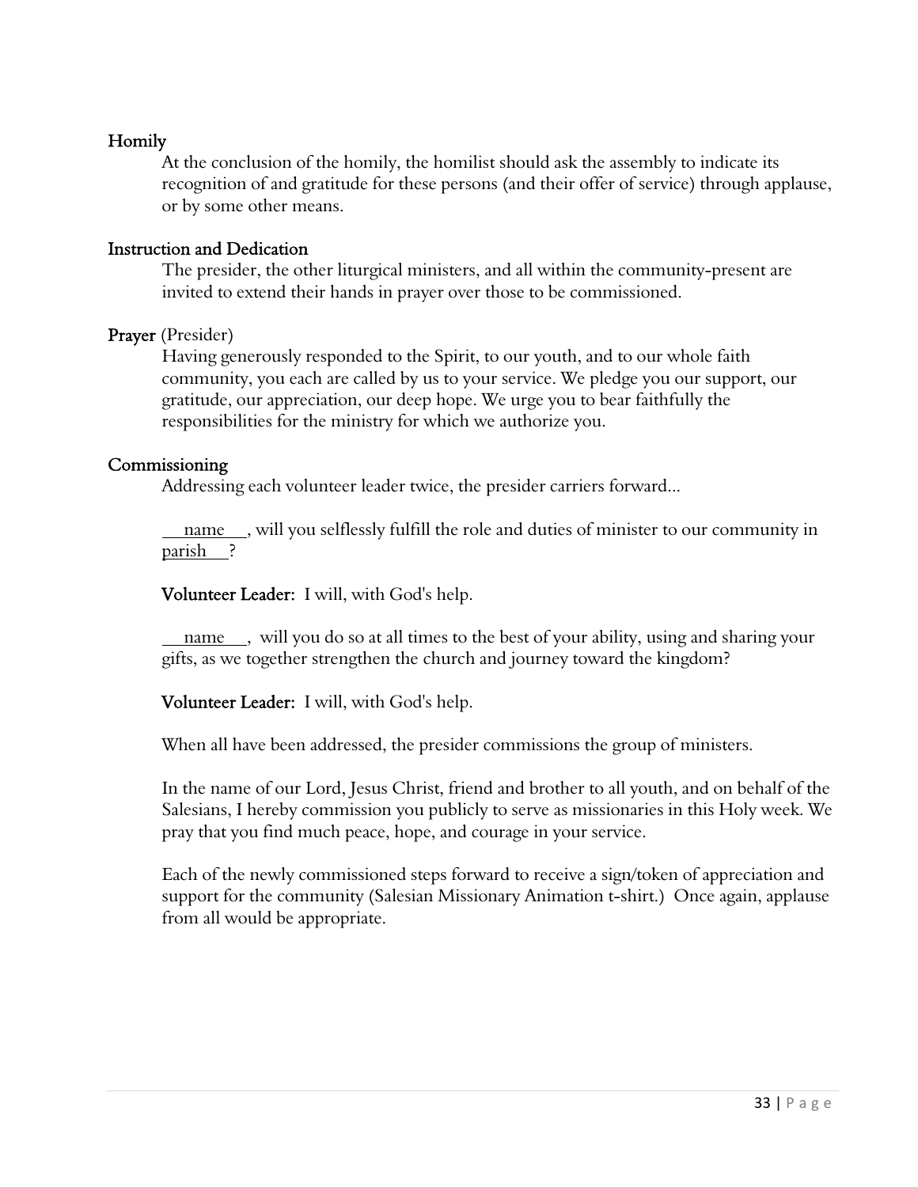**Homily**

At the conclusion of the homily, the homilist should ask the assembly to indicate its recognition of and gratitude for these persons (and their offer of service) through applause, or by some other means.

**Instruction and Dedication**

The presider, the other liturgical ministers, and all within the community-present are invited to extend their hands in prayer over those to be commissioned.

**Prayer** (Presider)

Having generously responded to the Spirit, to our youth, and to our whole faith community, you each are called by us to your service. We pledge you our support, our gratitude, our appreciation, our deep hope. We urge you to bear faithfully the responsibilities for the ministry for which we authorize you.

**Commissioning**

Addressing each volunteer leader twice, the presider carriers forward...

___name___, will you selflessly fulfill the role and duties of minister to our community in parish___?

**Volunteer Leader:** I will, with God's help.

___name___, will you do so at all times to the best of your ability, using and sharing your gifts, as we together strengthen the church and journey toward the kingdom?

**Volunteer Leader:** I will, with God's help.

When all have been addressed, the presider commissions the group of ministers.

In the name of our Lord, Jesus Christ, friend and brother to all youth, and on behalf of the Salesians, I hereby commission you publicly to serve as missionaries in this Holy week. We pray that you find much peace, hope, and courage in your service.

Each of the newly commissioned steps forward to receive a sign/token of appreciation and support for the community (Salesian Missionary Animation t-shirt.) Once again, applause from all would be appropriate.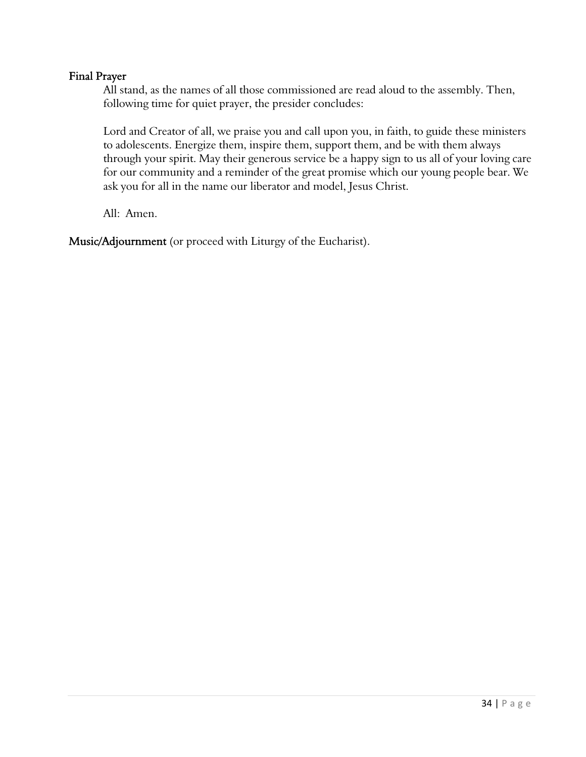**Final Prayer**

All stand, as the names of all those commissioned are read aloud to the assembly. Then, following time for quiet prayer, the presider concludes:

Lord and Creator of all, we praise you and call upon you, in faith, to guide these ministers to adolescents. Energize them, inspire them, support them, and be with them always through your spirit. May their generous service be a happy sign to us all of your loving care for our community and a reminder of the great promise which our young people bear. We ask you for all in the name our liberator and model, Jesus Christ.

All: Amen.

**Music/Adjournment** (or proceed with Liturgy of the Eucharist).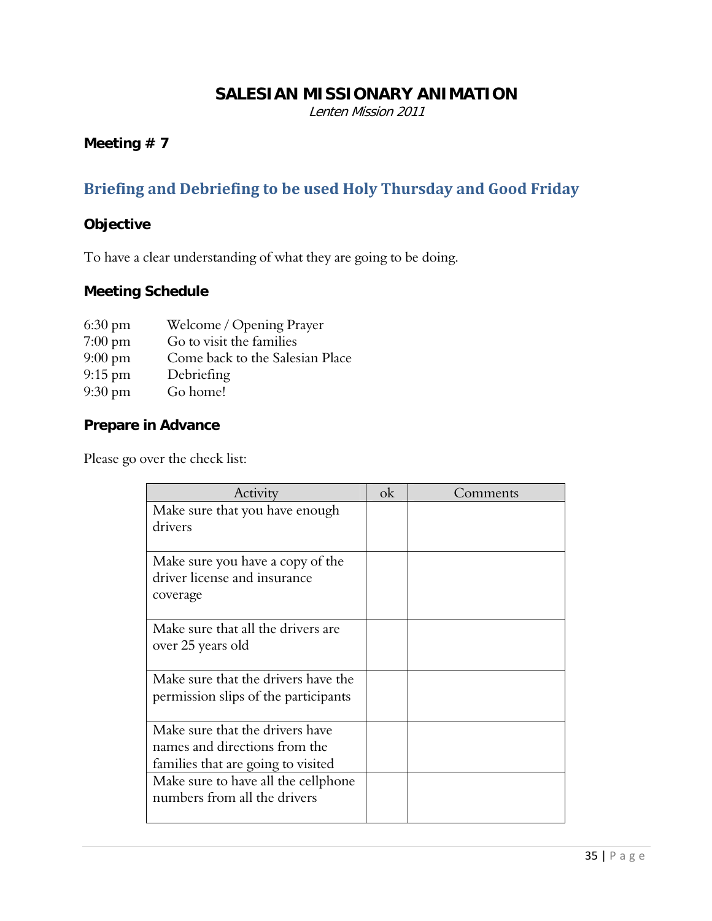# SALESIAN MISSIONARY ANIMATION

*Lenten Mission 2011*

**Meeting # 7**

## Briefing and Debriefing to be used Holy Thursday and Good Friday

### Objective

To have a clear understanding of what they are going to be doing.

### Meeting Schedule

| | |
|---|---|
| 6:30 pm | Welcome / Opening Prayer |
| 7:00 pm | Go to visit the families |
| 9:00 pm | Come back to the Salesian Place |
| 9:15 pm | Debriefing |
| 9:30 pm | Go home! |

### Prepare in Advance

Please go over the check list:

| Activity | ok | Comments |
|---|---|---|
| Make sure that you have enough drivers | | |
| Make sure you have a copy of the driver license and insurance coverage | | |
| Make sure that all the drivers are over 25 years old | | |
| Make sure that the drivers have the permission slips of the participants | | |
| Make sure that the drivers have names and directions from the families that are going to visited | | |
| Make sure to have all the cellphone numbers from all the drivers | | |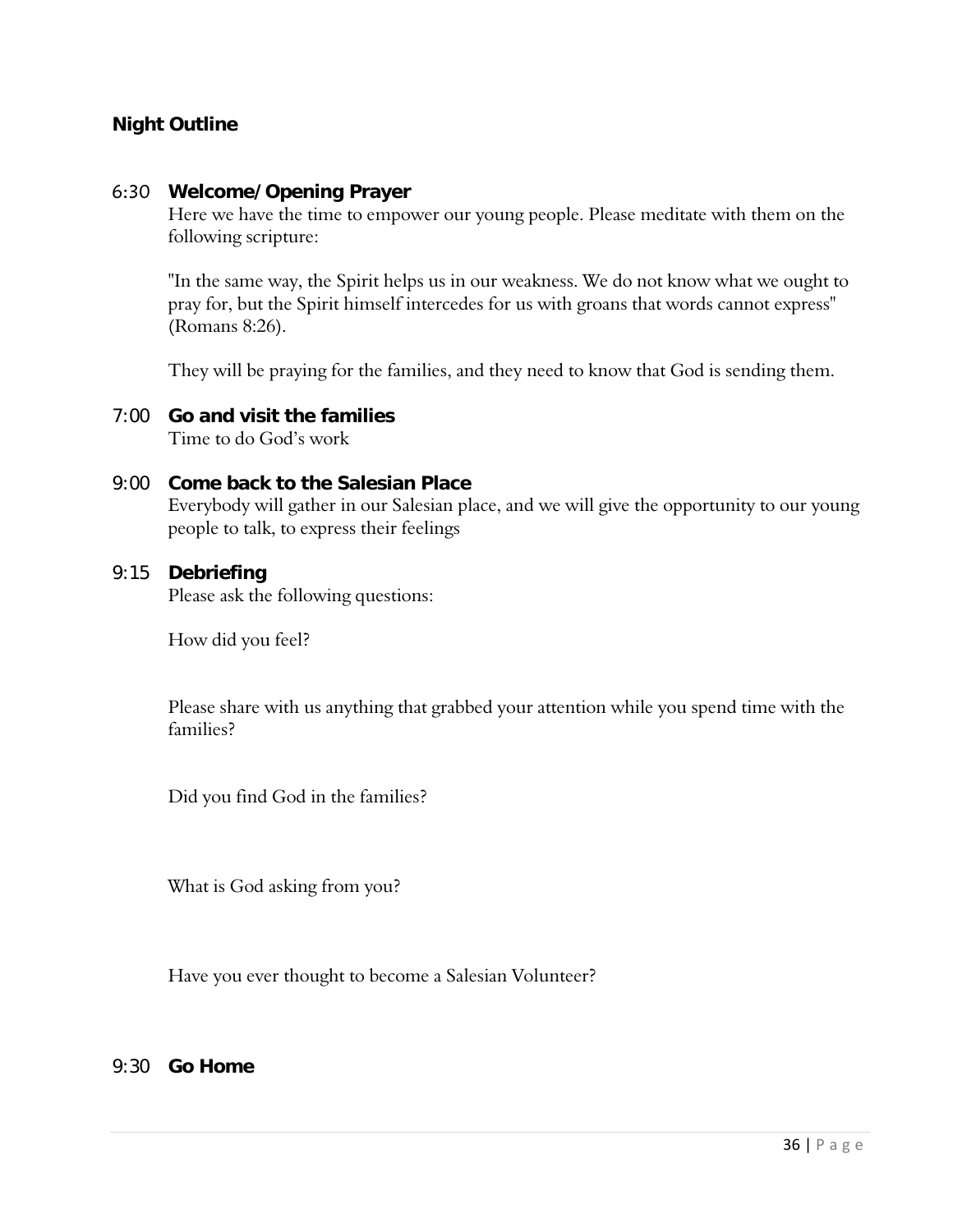**Night Outline**

6:30 **Welcome/Opening Prayer**

Here we have the time to empower our young people. Please meditate with them on the following scripture:

"In the same way, the Spirit helps us in our weakness. We do not know what we ought to pray for, but the Spirit himself intercedes for us with groans that words cannot express" (Romans 8:26).

They will be praying for the families, and they need to know that God is sending them.

7:00 **Go and visit the families**

Time to do God's work

9:00 **Come back to the Salesian Place**

Everybody will gather in our Salesian place, and we will give the opportunity to our young people to talk, to express their feelings

9:15 **Debriefing**

Please ask the following questions:

How did you feel?

Please share with us anything that grabbed your attention while you spend time with the families?

Did you find God in the families?

What is God asking from you?

Have you ever thought to become a Salesian Volunteer?

9:30 **Go Home**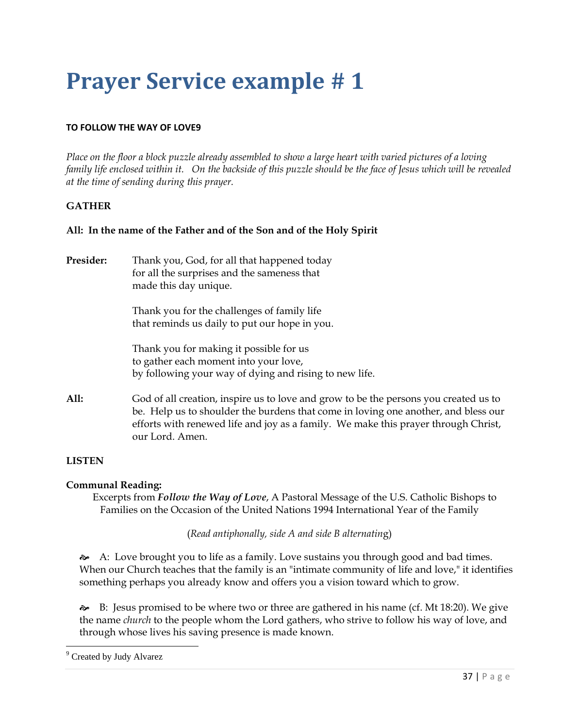# Prayer Service example # 1

**TO FOLLOW THE WAY OF LOVE**[9]

*Place on the floor a block puzzle already assembled to show a large heart with varied pictures of a loving family life enclosed within it. On the backside of this puzzle should be the face of Jesus which will be revealed at the time of sending during this prayer.*

**GATHER**

**All: In the name of the Father and of the Son and of the Holy Spirit**

**Presider:** Thank you, God, for all that happened today
for all the surprises and the sameness that
made this day unique.

Thank you for the challenges of family life
that reminds us daily to put our hope in you.

Thank you for making it possible for us
to gather each moment into your love,
by following your way of dying and rising to new life.

**All:** God of all creation, inspire us to love and grow to be the persons you created us to be. Help us to shoulder the burdens that come in loving one another, and bless our efforts with renewed life and joy as a family. We make this prayer through Christ, our Lord. Amen.

**LISTEN**

**Communal Reading:**

Excerpts from ***Follow the Way of Love***, A Pastoral Message of the U.S. Catholic Bishops to Families on the Occasion of the United Nations 1994 International Year of the Family

(*Read antiphonally, side A and side B alternating*)

- A: Love brought you to life as a family. Love sustains you through good and bad times. When our Church teaches that the family is an "intimate community of life and love," it identifies something perhaps you already know and offers you a vision toward which to grow.

- B: Jesus promised to be where two or three are gathered in his name (cf. Mt 18:20). We give the name *church* to the people whom the Lord gathers, who strive to follow his way of love, and through whose lives his saving presence is made known.

[9] Created by Judy Alvarez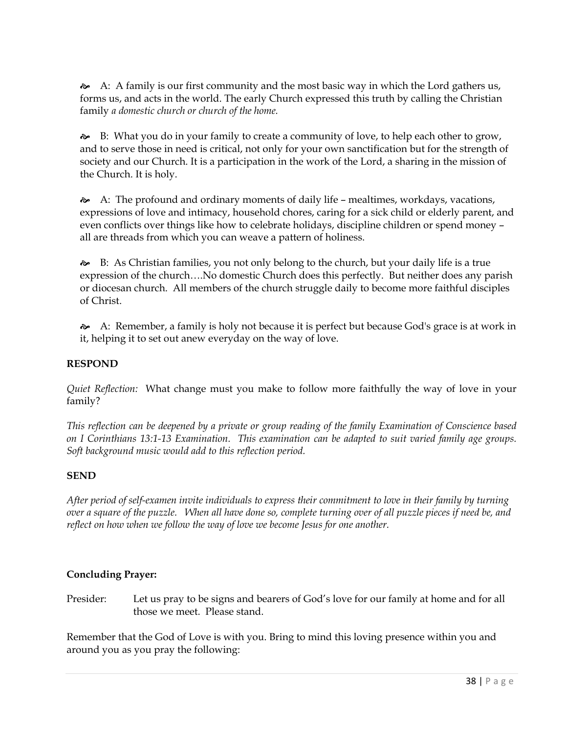☙ A: A family is our first community and the most basic way in which the Lord gathers us, forms us, and acts in the world. The early Church expressed this truth by calling the Christian family *a domestic church or church of the home.*

☙ B: What you do in your family to create a community of love, to help each other to grow, and to serve those in need is critical, not only for your own sanctification but for the strength of society and our Church. It is a participation in the work of the Lord, a sharing in the mission of the Church. It is holy.

☙ A: The profound and ordinary moments of daily life – mealtimes, workdays, vacations, expressions of love and intimacy, household chores, caring for a sick child or elderly parent, and even conflicts over things like how to celebrate holidays, discipline children or spend money – all are threads from which you can weave a pattern of holiness.

☙ B: As Christian families, you not only belong to the church, but your daily life is a true expression of the church….No domestic Church does this perfectly. But neither does any parish or diocesan church. All members of the church struggle daily to become more faithful disciples of Christ.

☙ A: Remember, a family is holy not because it is perfect but because God's grace is at work in it, helping it to set out anew everyday on the way of love.

**RESPOND**

*Quiet Reflection:* What change must you make to follow more faithfully the way of love in your family?

*This reflection can be deepened by a private or group reading of the family Examination of Conscience based on I Corinthians 13:1-13 Examination. This examination can be adapted to suit varied family age groups. Soft background music would add to this reflection period.*

**SEND**

*After period of self-examen invite individuals to express their commitment to love in their family by turning over a square of the puzzle. When all have done so, complete turning over of all puzzle pieces if need be, and reflect on how when we follow the way of love we become Jesus for one another.*

**Concluding Prayer:**

Presider: Let us pray to be signs and bearers of God's love for our family at home and for all those we meet. Please stand.

Remember that the God of Love is with you. Bring to mind this loving presence within you and around you as you pray the following: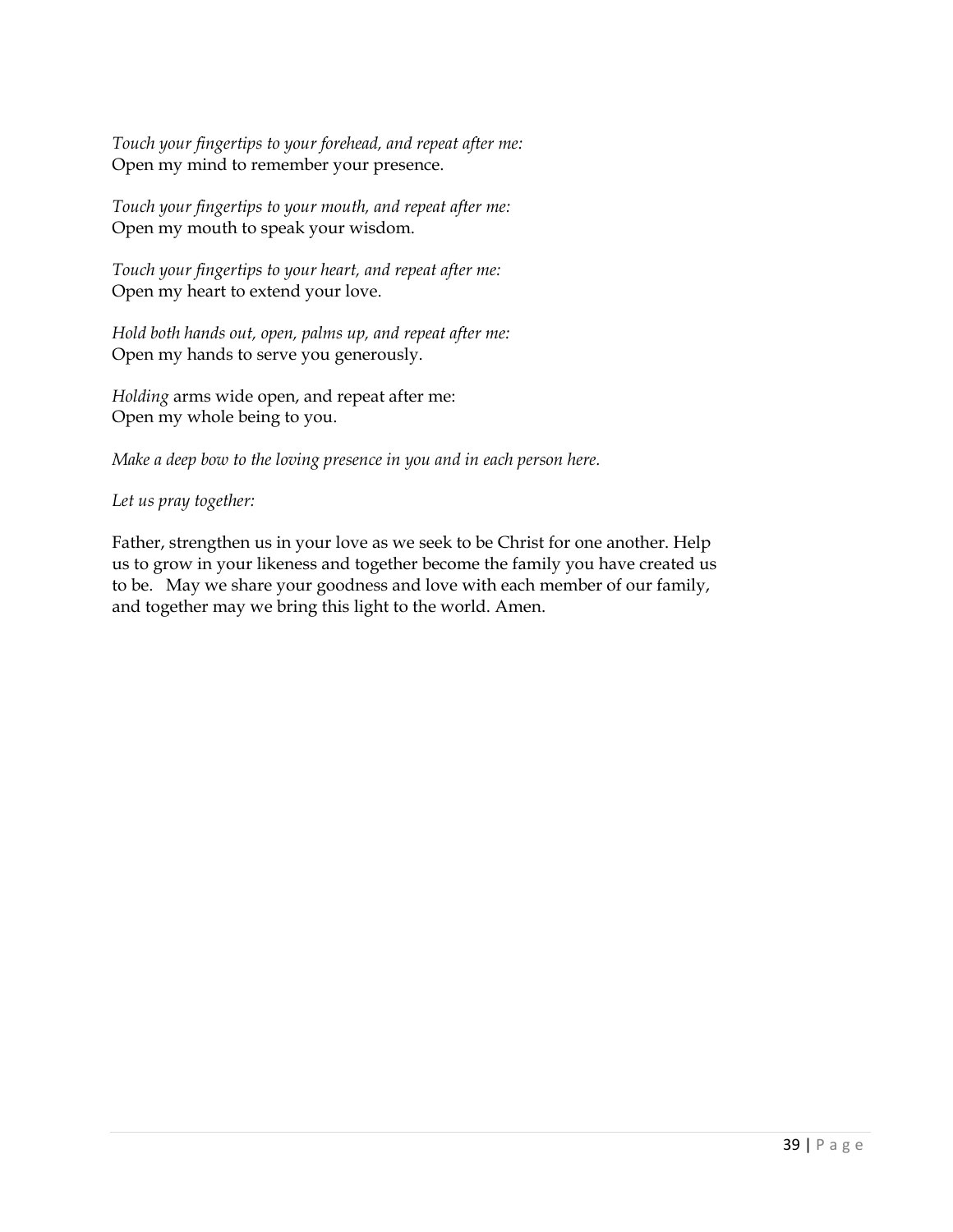*Touch your fingertips to your forehead, and repeat after me:*
Open my mind to remember your presence.

*Touch your fingertips to your mouth, and repeat after me:*
Open my mouth to speak your wisdom.

*Touch your fingertips to your heart, and repeat after me:*
Open my heart to extend your love.

*Hold both hands out, open, palms up, and repeat after me:*
Open my hands to serve you generously.

*Holding* arms wide open, and repeat after me:
Open my whole being to you.

*Make a deep bow to the loving presence in you and in each person here.*

*Let us pray together:*

Father, strengthen us in your love as we seek to be Christ for one another. Help us to grow in your likeness and together become the family you have created us to be. May we share your goodness and love with each member of our family, and together may we bring this light to the world. Amen.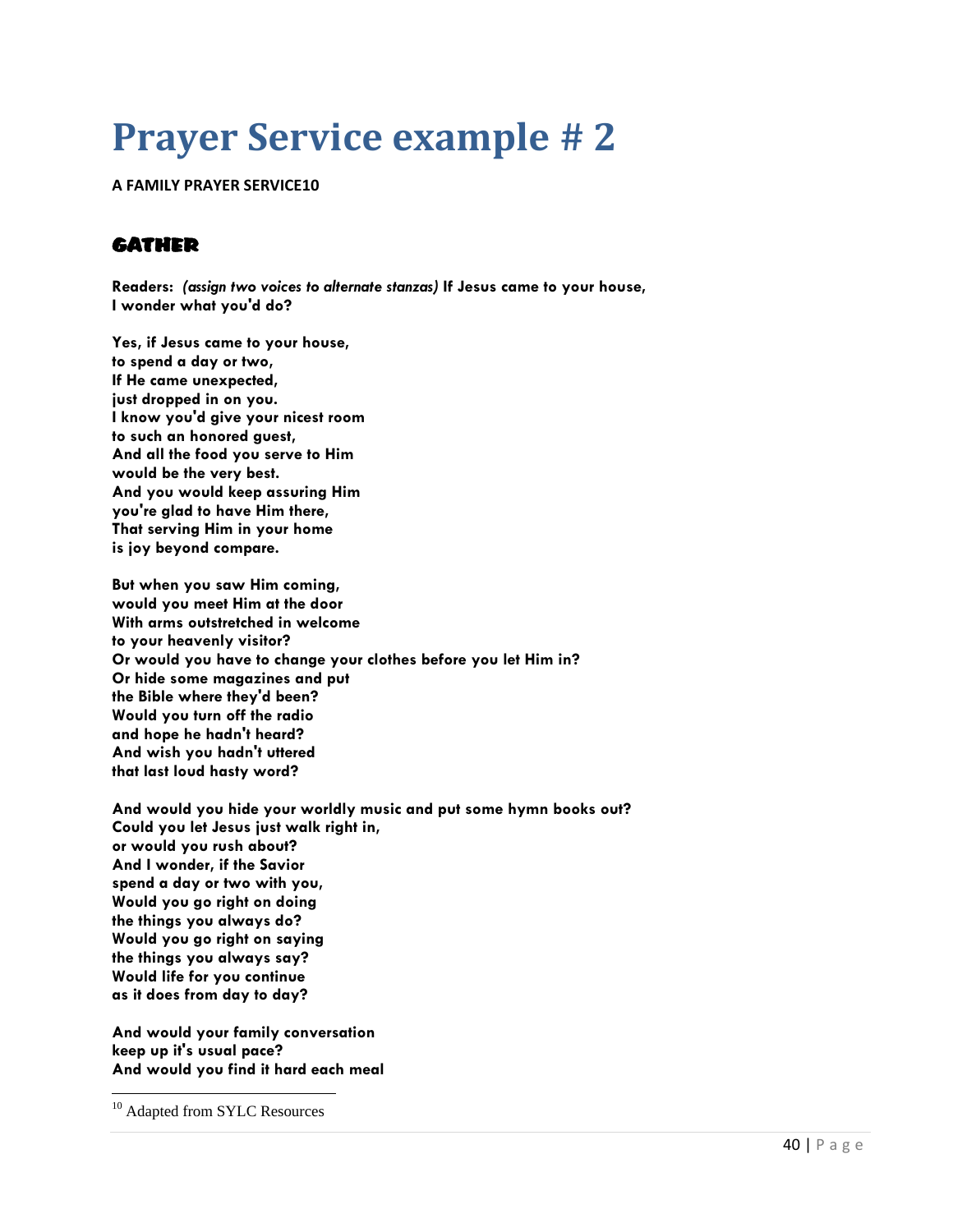# Prayer Service example # 2

**A FAMILY PRAYER SERVICE**[10]

## GATHER

**Readers:** *(assign two voices to alternate stanzas)* **If Jesus came to your house,
I wonder what you'd do?**

**Yes, if Jesus came to your house,
to spend a day or two,
If He came unexpected,
just dropped in on you.
I know you'd give your nicest room
to such an honored guest,
And all the food you serve to Him
would be the very best.
And you would keep assuring Him
you're glad to have Him there,
That serving Him in your home
is joy beyond compare.**

**But when you saw Him coming,
would you meet Him at the door
With arms outstretched in welcome
to your heavenly visitor?
Or would you have to change your clothes before you let Him in?
Or hide some magazines and put
the Bible where they'd been?
Would you turn off the radio
and hope he hadn't heard?
And wish you hadn't uttered
that last loud hasty word?**

**And would you hide your worldly music and put some hymn books out?
Could you let Jesus just walk right in,
or would you rush about?
And I wonder, if the Savior
spend a day or two with you,
Would you go right on doing
the things you always do?
Would you go right on saying
the things you always say?
Would life for you continue
as it does from day to day?**

**And would your family conversation
keep up it's usual pace?
And would you find it hard each meal**

[10] Adapted from SYLC Resources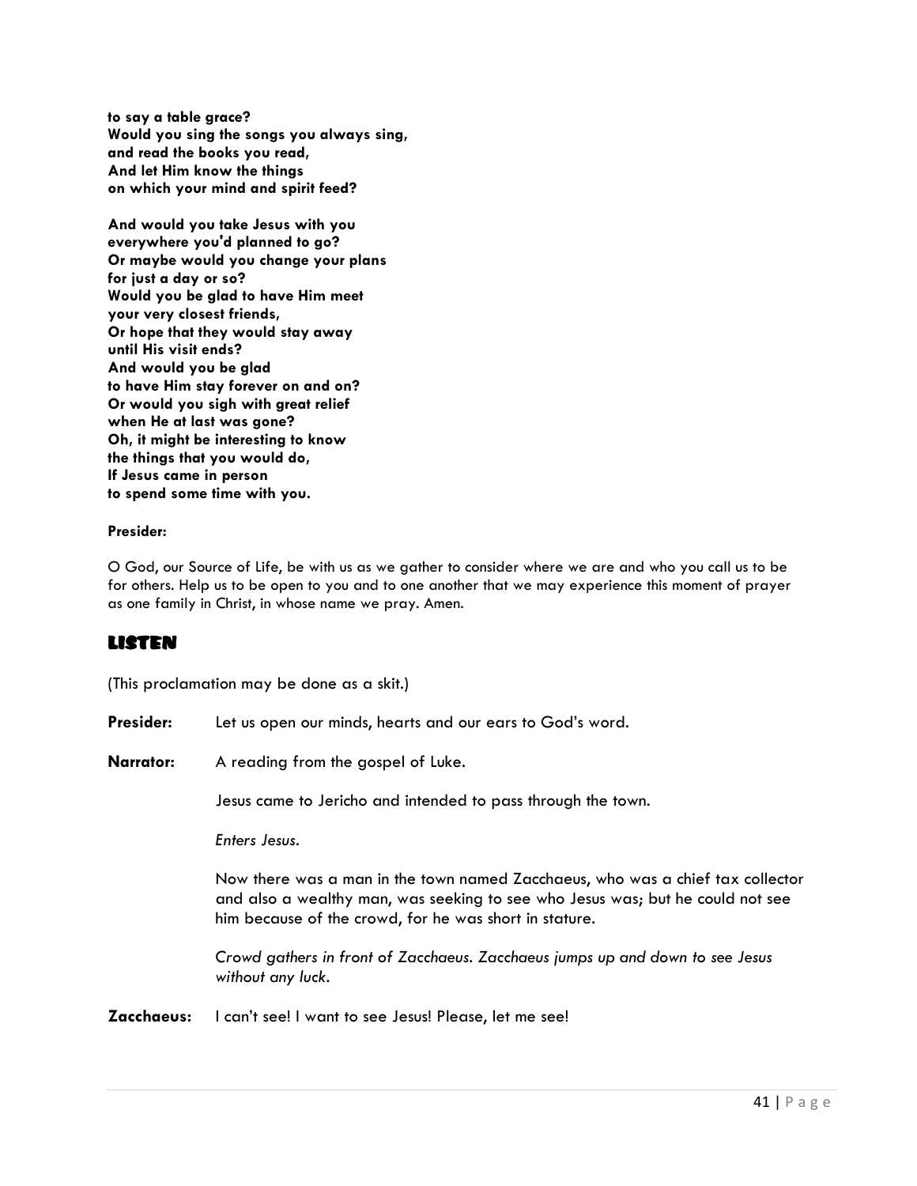**to say a table grace?**
**Would you sing the songs you always sing,**
**and read the books you read,**
**And let Him know the things**
**on which your mind and spirit feed?**

**And would you take Jesus with you**
**everywhere you'd planned to go?**
**Or maybe would you change your plans**
**for just a day or so?**
**Would you be glad to have Him meet**
**your very closest friends,**
**Or hope that they would stay away**
**until His visit ends?**
**And would you be glad**
**to have Him stay forever on and on?**
**Or would you sigh with great relief**
**when He at last was gone?**
**Oh, it might be interesting to know**
**the things that you would do,**
**If Jesus came in person**
**to spend some time with you.**

**Presider:**

O God, our Source of Life, be with us as we gather to consider where we are and who you call us to be for others. Help us to be open to you and to one another that we may experience this moment of prayer as one family in Christ, in whose name we pray. Amen.

## LISTEN

(This proclamation may be done as a skit.)

**Presider:** Let us open our minds, hearts and our ears to God's word.

**Narrator:** A reading from the gospel of Luke.

Jesus came to Jericho and intended to pass through the town.

*Enters Jesus.*

Now there was a man in the town named Zacchaeus, who was a chief tax collector and also a wealthy man, was seeking to see who Jesus was; but he could not see him because of the crowd, for he was short in stature.

*Crowd gathers in front of Zacchaeus. Zacchaeus jumps up and down to see Jesus without any luck.*

**Zacchaeus:** I can't see! I want to see Jesus! Please, let me see!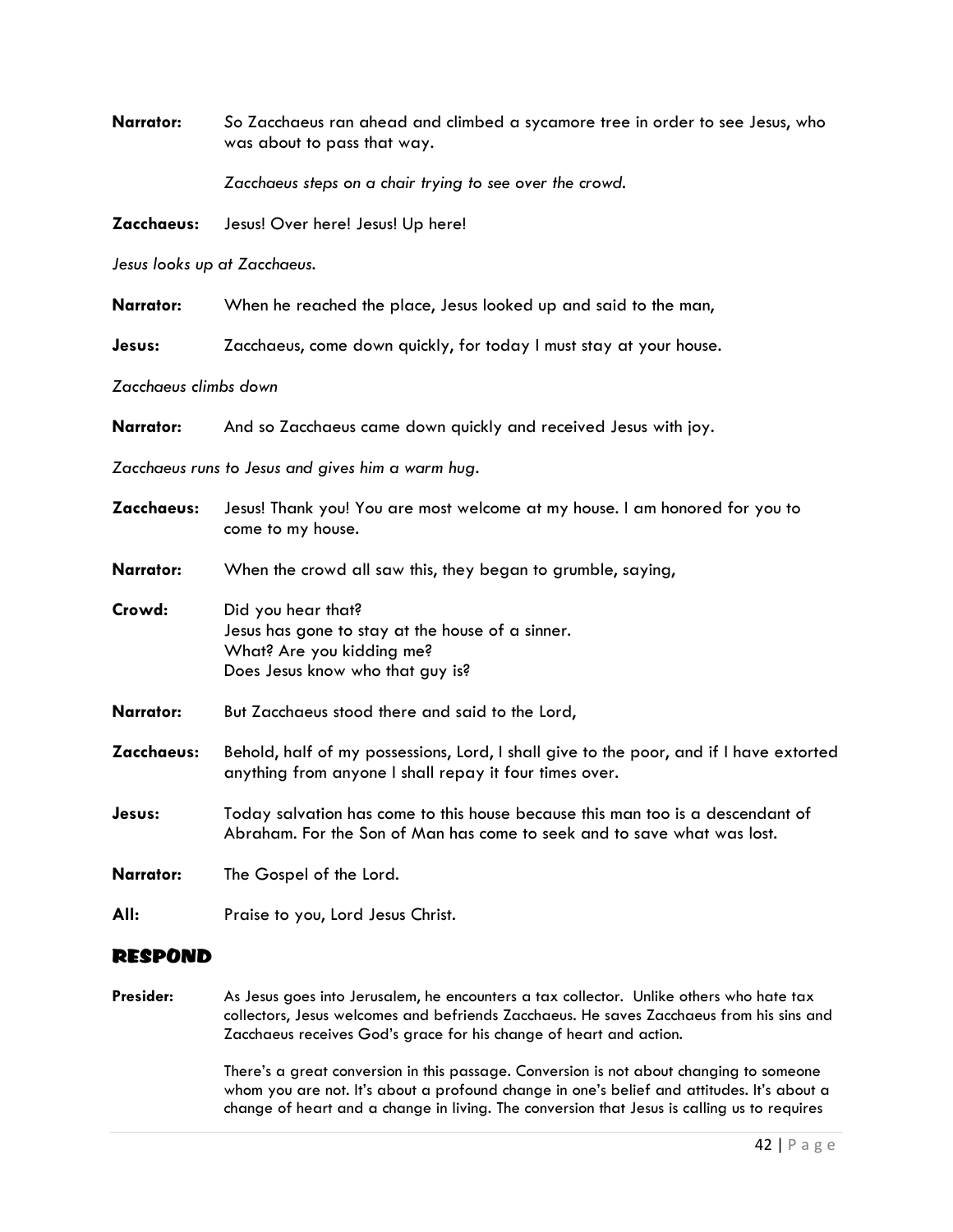**Narrator:** So Zacchaeus ran ahead and climbed a sycamore tree in order to see Jesus, who was about to pass that way.

*Zacchaeus steps on a chair trying to see over the crowd.*

**Zacchaeus:** Jesus! Over here! Jesus! Up here!

*Jesus looks up at Zacchaeus.*

**Narrator:** When he reached the place, Jesus looked up and said to the man,

**Jesus:** Zacchaeus, come down quickly, for today I must stay at your house.

*Zacchaeus climbs down*

**Narrator:** And so Zacchaeus came down quickly and received Jesus with joy.

*Zacchaeus runs to Jesus and gives him a warm hug.*

**Zacchaeus:** Jesus! Thank you! You are most welcome at my house. I am honored for you to come to my house.

**Narrator:** When the crowd all saw this, they began to grumble, saying,

**Crowd:** Did you hear that?
Jesus has gone to stay at the house of a sinner.
What? Are you kidding me?
Does Jesus know who that guy is?

**Narrator:** But Zacchaeus stood there and said to the Lord,

**Zacchaeus:** Behold, half of my possessions, Lord, I shall give to the poor, and if I have extorted anything from anyone I shall repay it four times over.

**Jesus:** Today salvation has come to this house because this man too is a descendant of Abraham. For the Son of Man has come to seek and to save what was lost.

**Narrator:** The Gospel of the Lord.

**All:** Praise to you, Lord Jesus Christ.

## RESPOND

**Presider:** As Jesus goes into Jerusalem, he encounters a tax collector. Unlike others who hate tax collectors, Jesus welcomes and befriends Zacchaeus. He saves Zacchaeus from his sins and Zacchaeus receives God's grace for his change of heart and action.

There's a great conversion in this passage. Conversion is not about changing to someone whom you are not. It's about a profound change in one's belief and attitudes. It's about a change of heart and a change in living. The conversion that Jesus is calling us to requires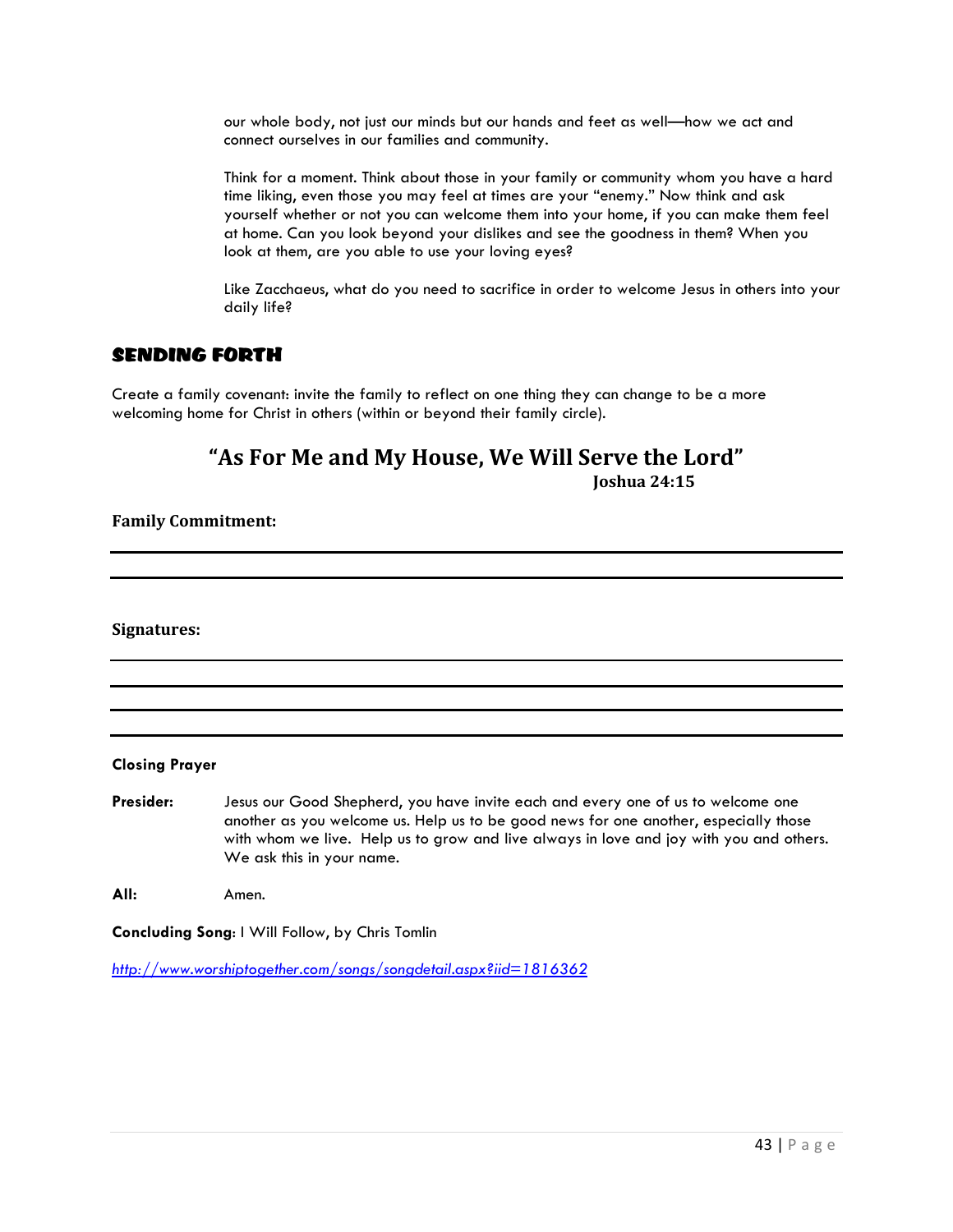our whole body, not just our minds but our hands and feet as well—how we act and connect ourselves in our families and community.

Think for a moment. Think about those in your family or community whom you have a hard time liking, even those you may feel at times are your "enemy." Now think and ask yourself whether or not you can welcome them into your home, if you can make them feel at home. Can you look beyond your dislikes and see the goodness in them? When you look at them, are you able to use your loving eyes?

Like Zacchaeus, what do you need to sacrifice in order to welcome Jesus in others into your daily life?

## SENDING FORTH

Create a family covenant: invite the family to reflect on one thing they can change to be a more welcoming home for Christ in others (within or beyond their family circle).

### "As For Me and My House, We Will Serve the Lord"

**Joshua 24:15**

**Family Commitment:**

______________________________________________________________

______________________________________________________________

**Signatures:**

______________________________________________________________

______________________________________________________________

______________________________________________________________

______________________________________________________________

**Closing Prayer**

**Presider:** Jesus our Good Shepherd, you have invite each and every one of us to welcome one another as you welcome us. Help us to be good news for one another, especially those with whom we live. Help us to grow and live always in love and joy with you and others. We ask this in your name.

**All:** Amen.

**Concluding Song**: I Will Follow, by Chris Tomlin

*http://www.worshiptogether.com/songs/songdetail.aspx?iid=1816362*